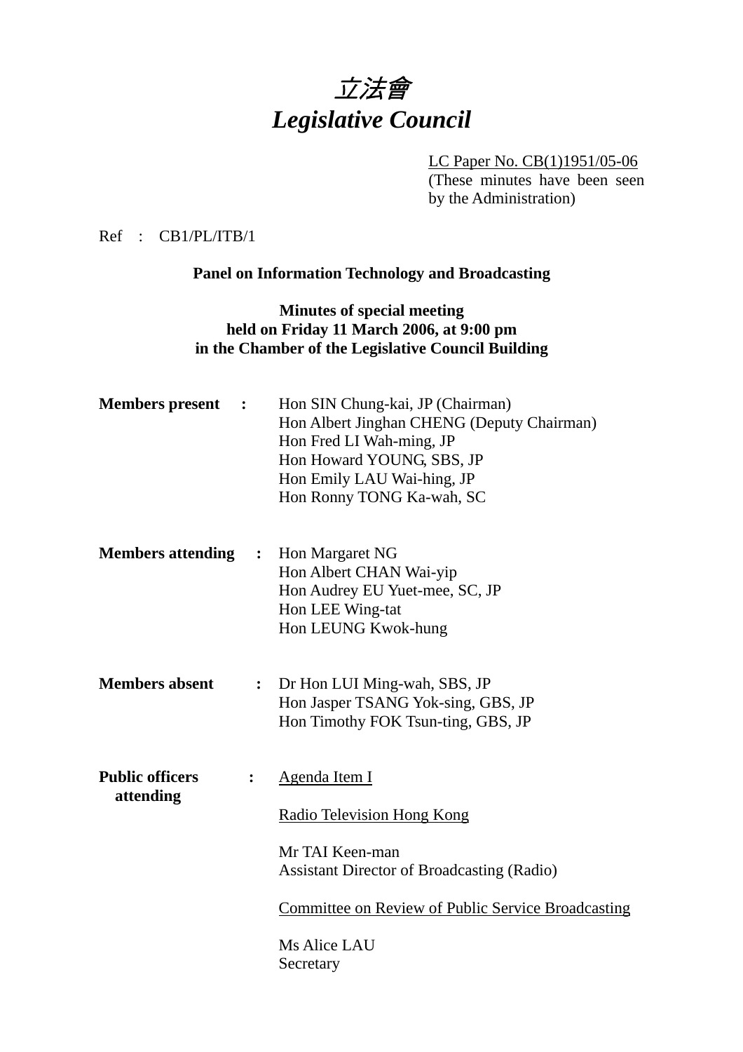# 立法會
# *Legislative Council*

LC Paper No. CB(1)1951/05-06
(These minutes have been seen by the Administration)

Ref : CB1/PL/ITB/1

**Panel on Information Technology and Broadcasting**

**Minutes of special meeting**
**held on Friday 11 March 2006, at 9:00 pm**
**in the Chamber of the Legislative Council Building**

**Members present :**

Hon SIN Chung-kai, JP (Chairman)
Hon Albert Jinghan CHENG (Deputy Chairman)
Hon Fred LI Wah-ming, JP
Hon Howard YOUNG, SBS, JP
Hon Emily LAU Wai-hing, JP
Hon Ronny TONG Ka-wah, SC

**Members attending :**

Hon Margaret NG
Hon Albert CHAN Wai-yip
Hon Audrey EU Yuet-mee, SC, JP
Hon LEE Wing-tat
Hon LEUNG Kwok-hung

**Members absent :**

Dr Hon LUI Ming-wah, SBS, JP
Hon Jasper TSANG Yok-sing, GBS, JP
Hon Timothy FOK Tsun-ting, GBS, JP

**Public officers attending :**

Agenda Item I

Radio Television Hong Kong

Mr TAI Keen-man
Assistant Director of Broadcasting (Radio)

Committee on Review of Public Service Broadcasting

Ms Alice LAU
Secretary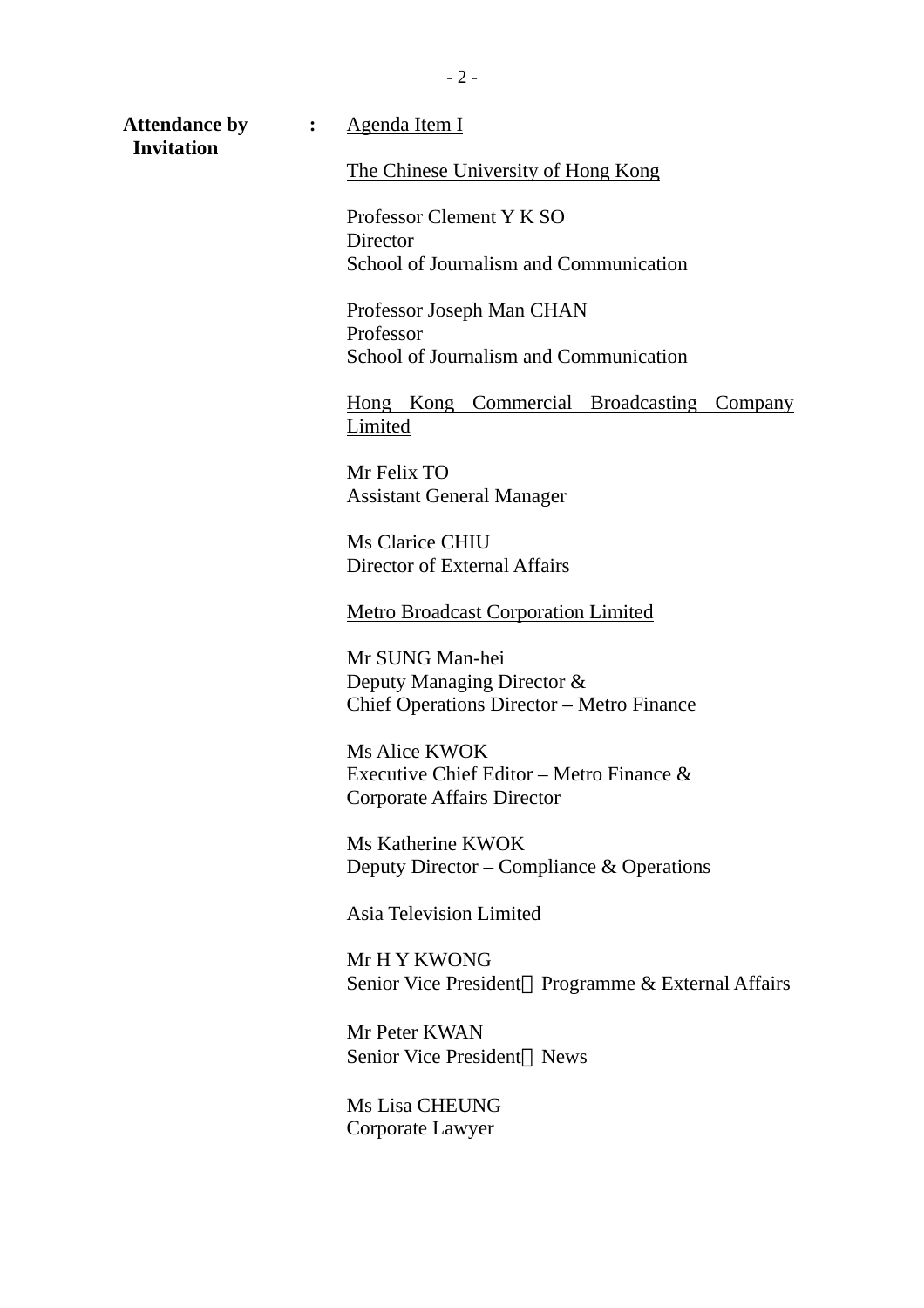**Attendance by Invitation** : <u>Agenda Item I</u>

<u>The Chinese University of Hong Kong</u>

Professor Clement Y K SO
Director
School of Journalism and Communication

Professor Joseph Man CHAN
Professor
School of Journalism and Communication

<u>Hong Kong Commercial Broadcasting Company Limited</u>

Mr Felix TO
Assistant General Manager

Ms Clarice CHIU
Director of External Affairs

<u>Metro Broadcast Corporation Limited</u>

Mr SUNG Man-hei
Deputy Managing Director &
Chief Operations Director – Metro Finance

Ms Alice KWOK
Executive Chief Editor – Metro Finance &
Corporate Affairs Director

Ms Katherine KWOK
Deputy Director – Compliance & Operations

<u>Asia Television Limited</u>

Mr H Y KWONG
Senior Vice President－Programme & External Affairs

Mr Peter KWAN
Senior Vice President－News

Ms Lisa CHEUNG
Corporate Lawyer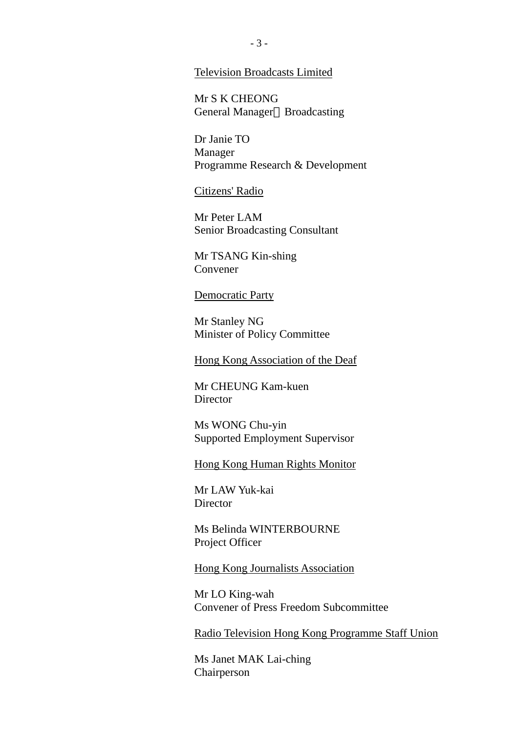Television Broadcasts Limited

Mr S K CHEONG
General Manager ─ Broadcasting

Dr Janie TO
Manager
Programme Research & Development

Citizens' Radio

Mr Peter LAM
Senior Broadcasting Consultant

Mr TSANG Kin-shing
Convener

Democratic Party

Mr Stanley NG
Minister of Policy Committee

Hong Kong Association of the Deaf

Mr CHEUNG Kam-kuen
Director

Ms WONG Chu-yin
Supported Employment Supervisor

Hong Kong Human Rights Monitor

Mr LAW Yuk-kai
Director

Ms Belinda WINTERBOURNE
Project Officer

Hong Kong Journalists Association

Mr LO King-wah
Convener of Press Freedom Subcommittee

Radio Television Hong Kong Programme Staff Union

Ms Janet MAK Lai-ching
Chairperson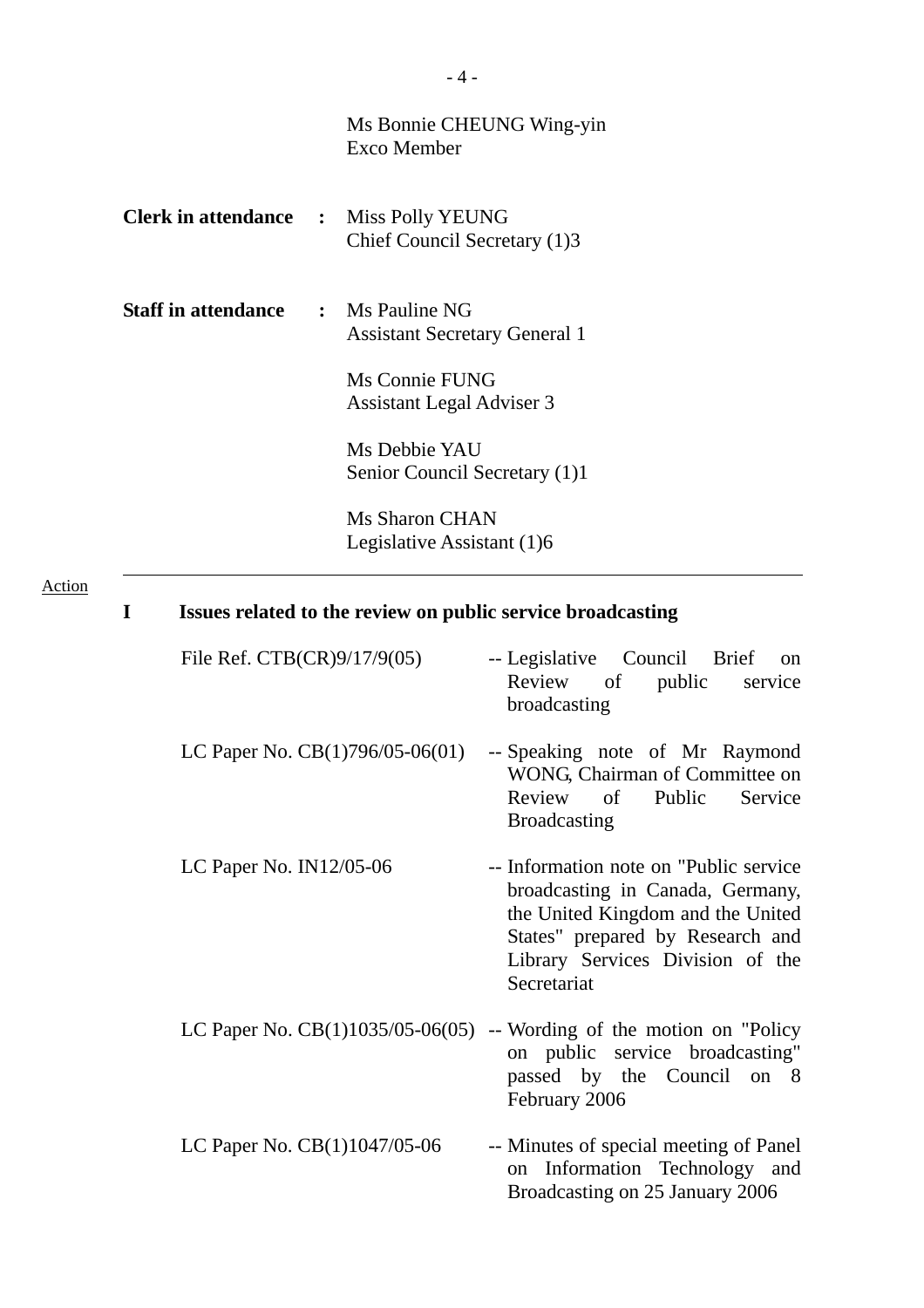Ms Bonnie CHEUNG Wing-yin
Exco Member

**Clerk in attendance** : Miss Polly YEUNG
Chief Council Secretary (1)3

**Staff in attendance** : Ms Pauline NG
Assistant Secretary General 1

Ms Connie FUNG
Assistant Legal Adviser 3

Ms Debbie YAU
Senior Council Secretary (1)1

Ms Sharon CHAN
Legislative Assistant (1)6

---

Action

## I Issues related to the review on public service broadcasting

| | |
|---|---|
| File Ref. CTB(CR)9/17/9(05) | -- Legislative Council Brief on Review of public service broadcasting |
| LC Paper No. CB(1)796/05-06(01) | -- Speaking note of Mr Raymond WONG, Chairman of Committee on Review of Public Service Broadcasting |
| LC Paper No. IN12/05-06 | -- Information note on "Public service broadcasting in Canada, Germany, the United Kingdom and the United States" prepared by Research and Library Services Division of the Secretariat |
| LC Paper No. CB(1)1035/05-06(05) | -- Wording of the motion on "Policy on public service broadcasting" passed by the Council on 8 February 2006 |
| LC Paper No. CB(1)1047/05-06 | -- Minutes of special meeting of Panel on Information Technology and Broadcasting on 25 January 2006 |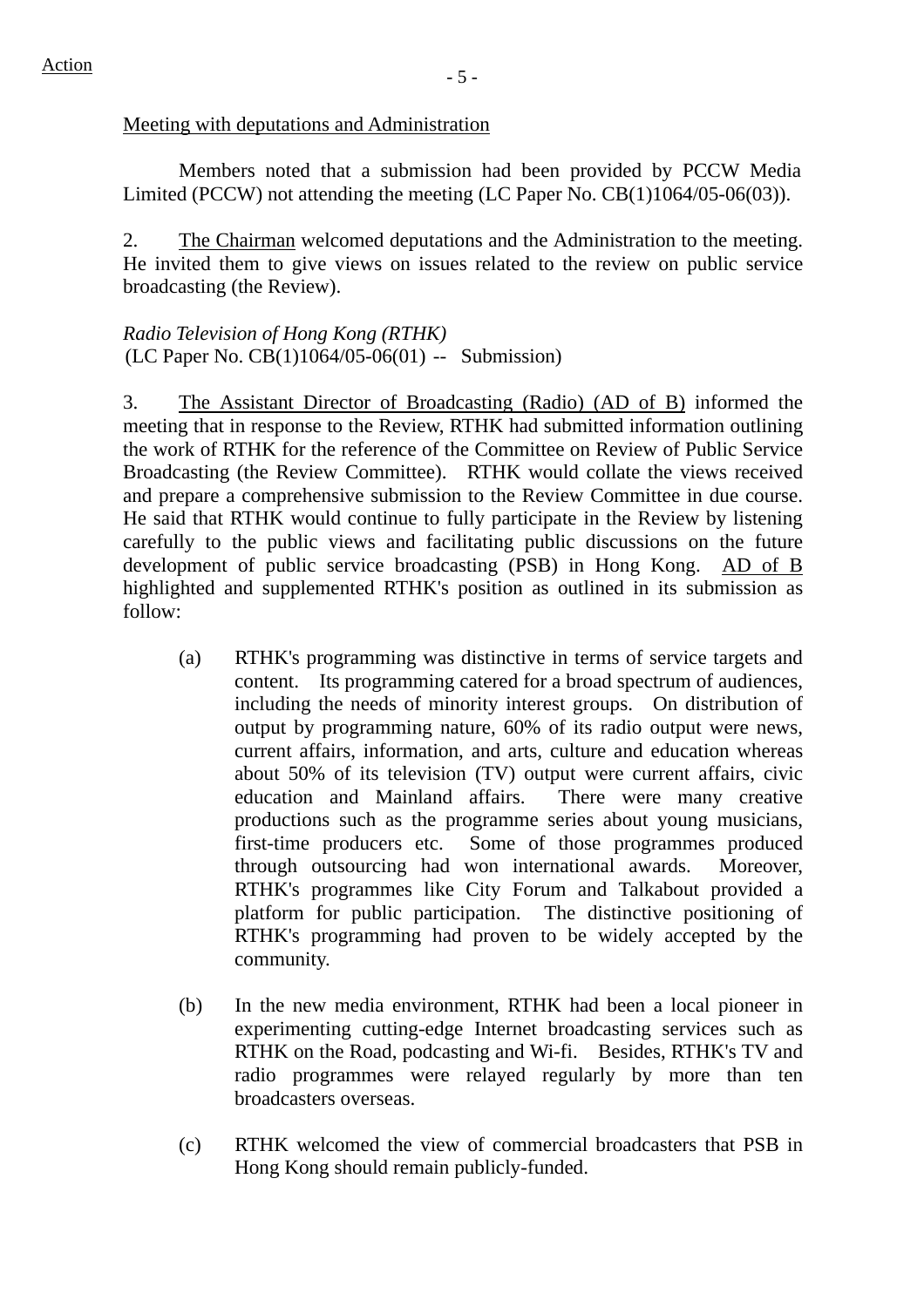Action

Meeting with deputations and Administration

Members noted that a submission had been provided by PCCW Media Limited (PCCW) not attending the meeting (LC Paper No. CB(1)1064/05-06(03)).

2. The Chairman welcomed deputations and the Administration to the meeting. He invited them to give views on issues related to the review on public service broadcasting (the Review).

*Radio Television of Hong Kong (RTHK)*
(LC Paper No. CB(1)1064/05-06(01) -- Submission)

3. The Assistant Director of Broadcasting (Radio) (AD of B) informed the meeting that in response to the Review, RTHK had submitted information outlining the work of RTHK for the reference of the Committee on Review of Public Service Broadcasting (the Review Committee). RTHK would collate the views received and prepare a comprehensive submission to the Review Committee in due course. He said that RTHK would continue to fully participate in the Review by listening carefully to the public views and facilitating public discussions on the future development of public service broadcasting (PSB) in Hong Kong. AD of B highlighted and supplemented RTHK's position as outlined in its submission as follow:

(a) RTHK's programming was distinctive in terms of service targets and content. Its programming catered for a broad spectrum of audiences, including the needs of minority interest groups. On distribution of output by programming nature, 60% of its radio output were news, current affairs, information, and arts, culture and education whereas about 50% of its television (TV) output were current affairs, civic education and Mainland affairs. There were many creative productions such as the programme series about young musicians, first-time producers etc. Some of those programmes produced through outsourcing had won international awards. Moreover, RTHK's programmes like City Forum and Talkabout provided a platform for public participation. The distinctive positioning of RTHK's programming had proven to be widely accepted by the community.

(b) In the new media environment, RTHK had been a local pioneer in experimenting cutting-edge Internet broadcasting services such as RTHK on the Road, podcasting and Wi-fi. Besides, RTHK's TV and radio programmes were relayed regularly by more than ten broadcasters overseas.

(c) RTHK welcomed the view of commercial broadcasters that PSB in Hong Kong should remain publicly-funded.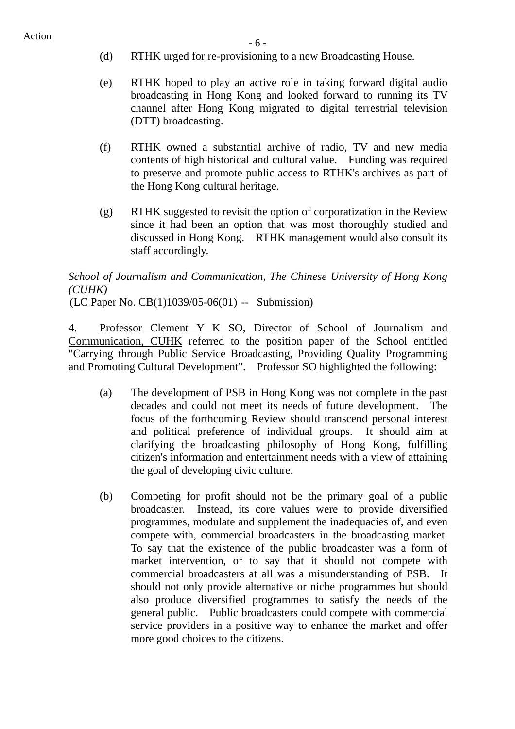(d) RTHK urged for re-provisioning to a new Broadcasting House.

(e) RTHK hoped to play an active role in taking forward digital audio broadcasting in Hong Kong and looked forward to running its TV channel after Hong Kong migrated to digital terrestrial television (DTT) broadcasting.

(f) RTHK owned a substantial archive of radio, TV and new media contents of high historical and cultural value. Funding was required to preserve and promote public access to RTHK's archives as part of the Hong Kong cultural heritage.

(g) RTHK suggested to revisit the option of corporatization in the Review since it had been an option that was most thoroughly studied and discussed in Hong Kong. RTHK management would also consult its staff accordingly.

*School of Journalism and Communication, The Chinese University of Hong Kong (CUHK)*
(LC Paper No. CB(1)1039/05-06(01) -- Submission)

4. Professor Clement Y K SO, Director of School of Journalism and Communication, CUHK referred to the position paper of the School entitled "Carrying through Public Service Broadcasting, Providing Quality Programming and Promoting Cultural Development". Professor SO highlighted the following:

(a) The development of PSB in Hong Kong was not complete in the past decades and could not meet its needs of future development. The focus of the forthcoming Review should transcend personal interest and political preference of individual groups. It should aim at clarifying the broadcasting philosophy of Hong Kong, fulfilling citizen's information and entertainment needs with a view of attaining the goal of developing civic culture.

(b) Competing for profit should not be the primary goal of a public broadcaster. Instead, its core values were to provide diversified programmes, modulate and supplement the inadequacies of, and even compete with, commercial broadcasters in the broadcasting market. To say that the existence of the public broadcaster was a form of market intervention, or to say that it should not compete with commercial broadcasters at all was a misunderstanding of PSB. It should not only provide alternative or niche programmes but should also produce diversified programmes to satisfy the needs of the general public. Public broadcasters could compete with commercial service providers in a positive way to enhance the market and offer more good choices to the citizens.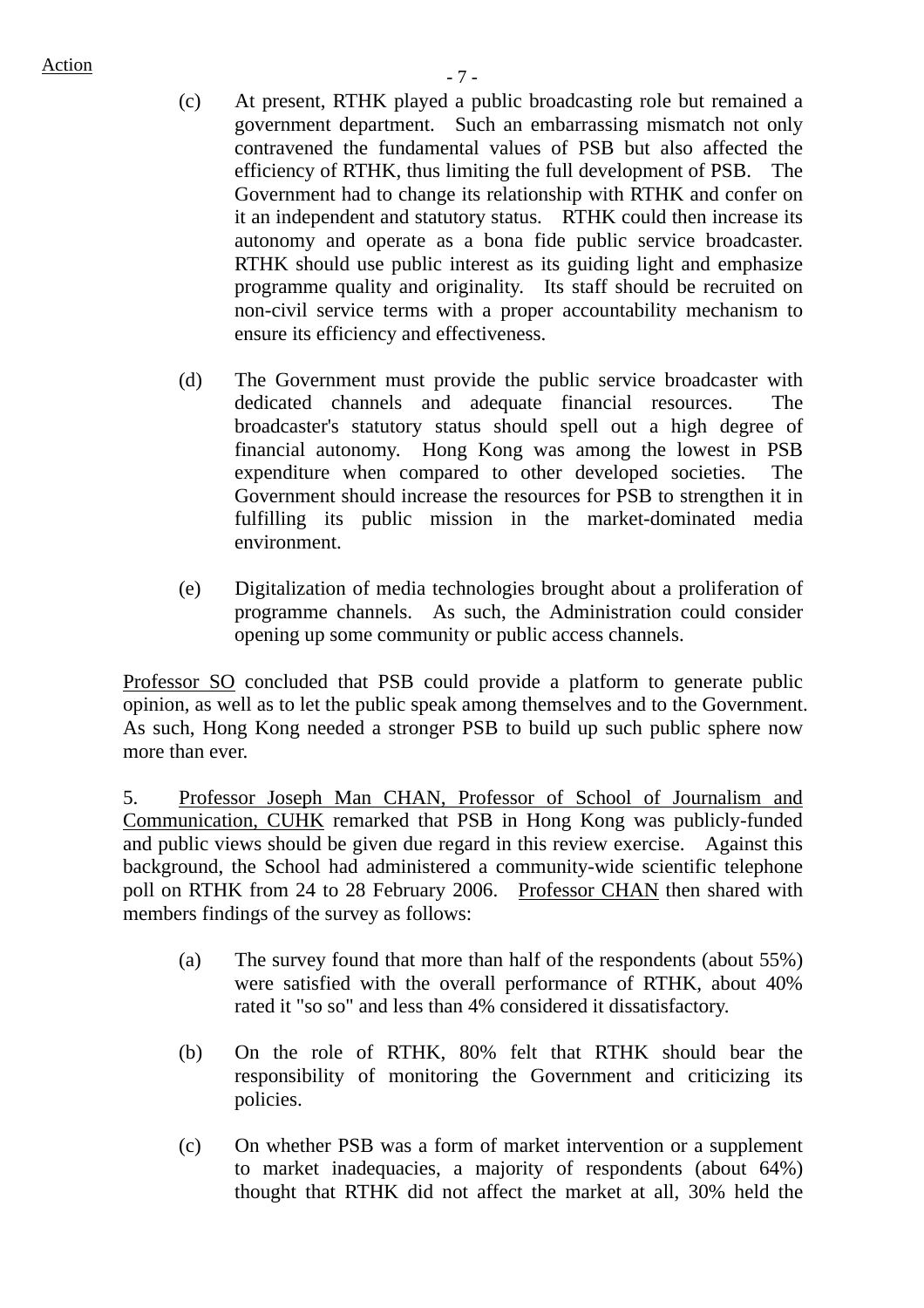(c) At present, RTHK played a public broadcasting role but remained a government department. Such an embarrassing mismatch not only contravened the fundamental values of PSB but also affected the efficiency of RTHK, thus limiting the full development of PSB. The Government had to change its relationship with RTHK and confer on it an independent and statutory status. RTHK could then increase its autonomy and operate as a bona fide public service broadcaster. RTHK should use public interest as its guiding light and emphasize programme quality and originality. Its staff should be recruited on non-civil service terms with a proper accountability mechanism to ensure its efficiency and effectiveness.

(d) The Government must provide the public service broadcaster with dedicated channels and adequate financial resources. The broadcaster's statutory status should spell out a high degree of financial autonomy. Hong Kong was among the lowest in PSB expenditure when compared to other developed societies. The Government should increase the resources for PSB to strengthen it in fulfilling its public mission in the market-dominated media environment.

(e) Digitalization of media technologies brought about a proliferation of programme channels. As such, the Administration could consider opening up some community or public access channels.

Professor SO concluded that PSB could provide a platform to generate public opinion, as well as to let the public speak among themselves and to the Government. As such, Hong Kong needed a stronger PSB to build up such public sphere now more than ever.

5. Professor Joseph Man CHAN, Professor of School of Journalism and Communication, CUHK remarked that PSB in Hong Kong was publicly-funded and public views should be given due regard in this review exercise. Against this background, the School had administered a community-wide scientific telephone poll on RTHK from 24 to 28 February 2006. Professor CHAN then shared with members findings of the survey as follows:

(a) The survey found that more than half of the respondents (about 55%) were satisfied with the overall performance of RTHK, about 40% rated it "so so" and less than 4% considered it dissatisfactory.

(b) On the role of RTHK, 80% felt that RTHK should bear the responsibility of monitoring the Government and criticizing its policies.

(c) On whether PSB was a form of market intervention or a supplement to market inadequacies, a majority of respondents (about 64%) thought that RTHK did not affect the market at all, 30% held the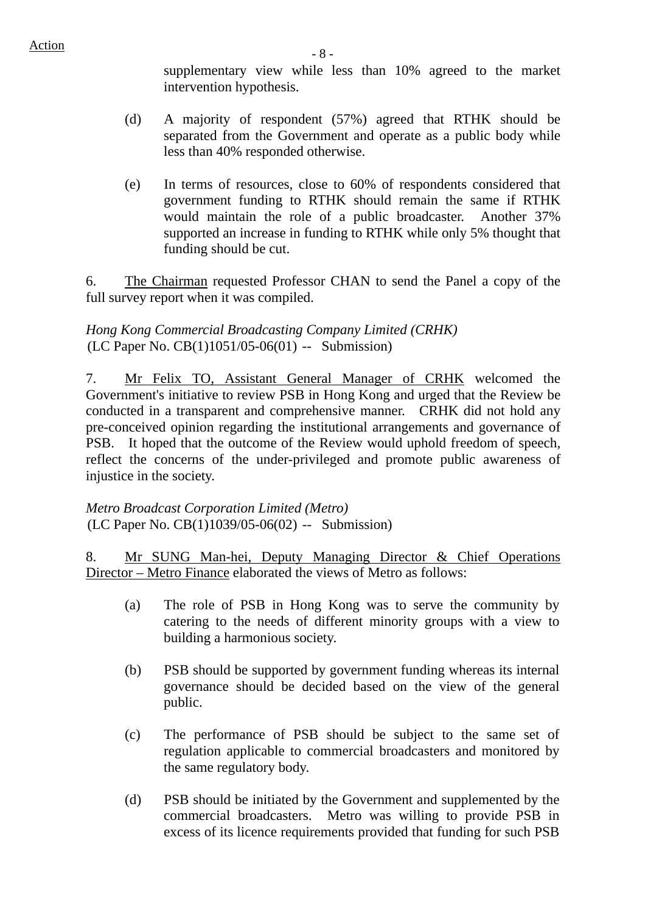supplementary view while less than 10% agreed to the market intervention hypothesis.

(d) A majority of respondent (57%) agreed that RTHK should be separated from the Government and operate as a public body while less than 40% responded otherwise.

(e) In terms of resources, close to 60% of respondents considered that government funding to RTHK should remain the same if RTHK would maintain the role of a public broadcaster. Another 37% supported an increase in funding to RTHK while only 5% thought that funding should be cut.

6. The Chairman requested Professor CHAN to send the Panel a copy of the full survey report when it was compiled.

*Hong Kong Commercial Broadcasting Company Limited (CRHK)*
(LC Paper No. CB(1)1051/05-06(01) -- Submission)

7. Mr Felix TO, Assistant General Manager of CRHK welcomed the Government's initiative to review PSB in Hong Kong and urged that the Review be conducted in a transparent and comprehensive manner. CRHK did not hold any pre-conceived opinion regarding the institutional arrangements and governance of PSB. It hoped that the outcome of the Review would uphold freedom of speech, reflect the concerns of the under-privileged and promote public awareness of injustice in the society.

*Metro Broadcast Corporation Limited (Metro)*
(LC Paper No. CB(1)1039/05-06(02) -- Submission)

8. Mr SUNG Man-hei, Deputy Managing Director & Chief Operations Director – Metro Finance elaborated the views of Metro as follows:

(a) The role of PSB in Hong Kong was to serve the community by catering to the needs of different minority groups with a view to building a harmonious society.

(b) PSB should be supported by government funding whereas its internal governance should be decided based on the view of the general public.

(c) The performance of PSB should be subject to the same set of regulation applicable to commercial broadcasters and monitored by the same regulatory body.

(d) PSB should be initiated by the Government and supplemented by the commercial broadcasters. Metro was willing to provide PSB in excess of its licence requirements provided that funding for such PSB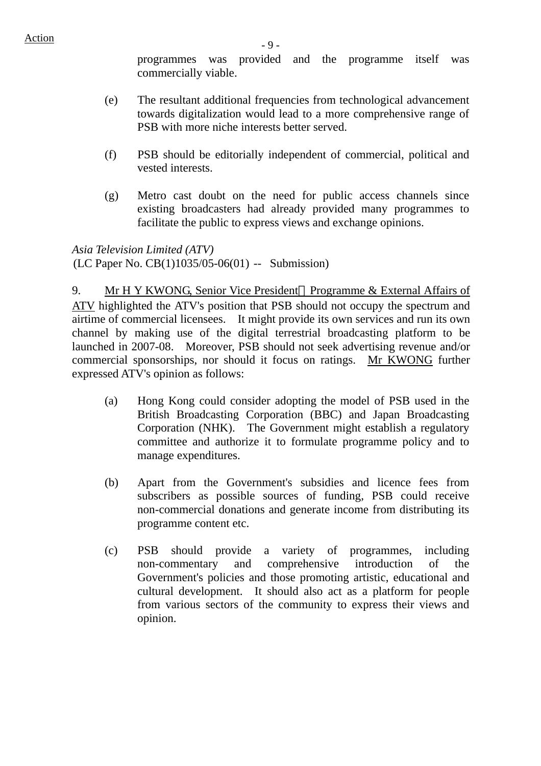programmes was provided and the programme itself was commercially viable.

(e) The resultant additional frequencies from technological advancement towards digitalization would lead to a more comprehensive range of PSB with more niche interests better served.

(f) PSB should be editorially independent of commercial, political and vested interests.

(g) Metro cast doubt on the need for public access channels since existing broadcasters had already provided many programmes to facilitate the public to express views and exchange opinions.

*Asia Television Limited (ATV)*
(LC Paper No. CB(1)1035/05-06(01) -- Submission)

9. Mr H Y KWONG, Senior Vice President，Programme & External Affairs of ATV highlighted the ATV's position that PSB should not occupy the spectrum and airtime of commercial licensees. It might provide its own services and run its own channel by making use of the digital terrestrial broadcasting platform to be launched in 2007-08. Moreover, PSB should not seek advertising revenue and/or commercial sponsorships, nor should it focus on ratings. Mr KWONG further expressed ATV's opinion as follows:

(a) Hong Kong could consider adopting the model of PSB used in the British Broadcasting Corporation (BBC) and Japan Broadcasting Corporation (NHK). The Government might establish a regulatory committee and authorize it to formulate programme policy and to manage expenditures.

(b) Apart from the Government's subsidies and licence fees from subscribers as possible sources of funding, PSB could receive non-commercial donations and generate income from distributing its programme content etc.

(c) PSB should provide a variety of programmes, including non-commentary and comprehensive introduction of the Government's policies and those promoting artistic, educational and cultural development. It should also act as a platform for people from various sectors of the community to express their views and opinion.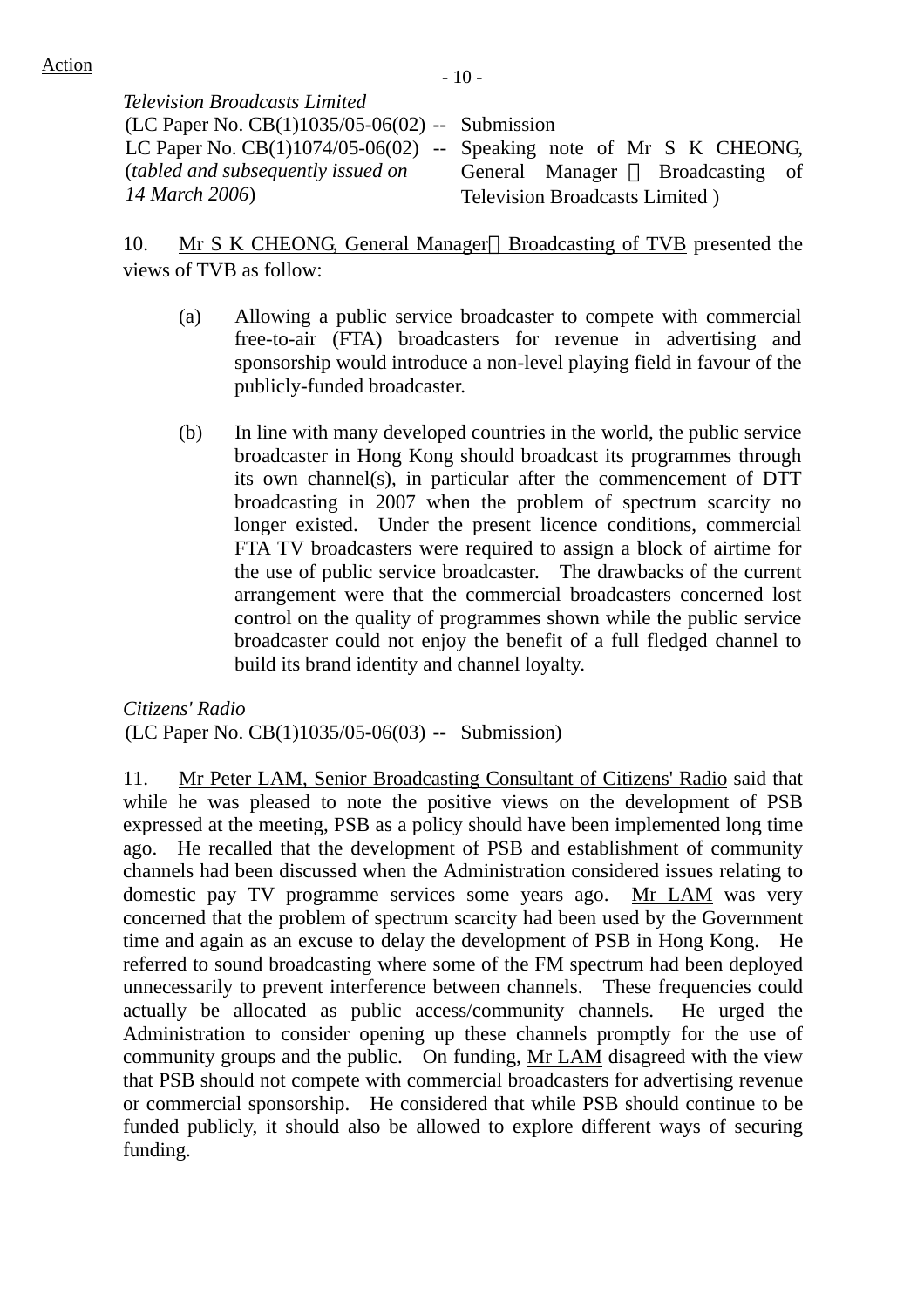Action

*Television Broadcasts Limited*

(LC Paper No. CB(1)1035/05-06(02) -- Submission

LC Paper No. CB(1)1074/05-06(02) -- Speaking note of Mr S K CHEONG, General Manager－Broadcasting of Television Broadcasts Limited )

(*tabled and subsequently issued on 14 March 2006*)

10. Mr S K CHEONG, General Manager－Broadcasting of TVB presented the views of TVB as follow:

(a) Allowing a public service broadcaster to compete with commercial free-to-air (FTA) broadcasters for revenue in advertising and sponsorship would introduce a non-level playing field in favour of the publicly-funded broadcaster.

(b) In line with many developed countries in the world, the public service broadcaster in Hong Kong should broadcast its programmes through its own channel(s), in particular after the commencement of DTT broadcasting in 2007 when the problem of spectrum scarcity no longer existed. Under the present licence conditions, commercial FTA TV broadcasters were required to assign a block of airtime for the use of public service broadcaster. The drawbacks of the current arrangement were that the commercial broadcasters concerned lost control on the quality of programmes shown while the public service broadcaster could not enjoy the benefit of a full fledged channel to build its brand identity and channel loyalty.

*Citizens' Radio*

(LC Paper No. CB(1)1035/05-06(03) -- Submission)

11. Mr Peter LAM, Senior Broadcasting Consultant of Citizens' Radio said that while he was pleased to note the positive views on the development of PSB expressed at the meeting, PSB as a policy should have been implemented long time ago. He recalled that the development of PSB and establishment of community channels had been discussed when the Administration considered issues relating to domestic pay TV programme services some years ago. Mr LAM was very concerned that the problem of spectrum scarcity had been used by the Government time and again as an excuse to delay the development of PSB in Hong Kong. He referred to sound broadcasting where some of the FM spectrum had been deployed unnecessarily to prevent interference between channels. These frequencies could actually be allocated as public access/community channels. He urged the Administration to consider opening up these channels promptly for the use of community groups and the public. On funding, Mr LAM disagreed with the view that PSB should not compete with commercial broadcasters for advertising revenue or commercial sponsorship. He considered that while PSB should continue to be funded publicly, it should also be allowed to explore different ways of securing funding.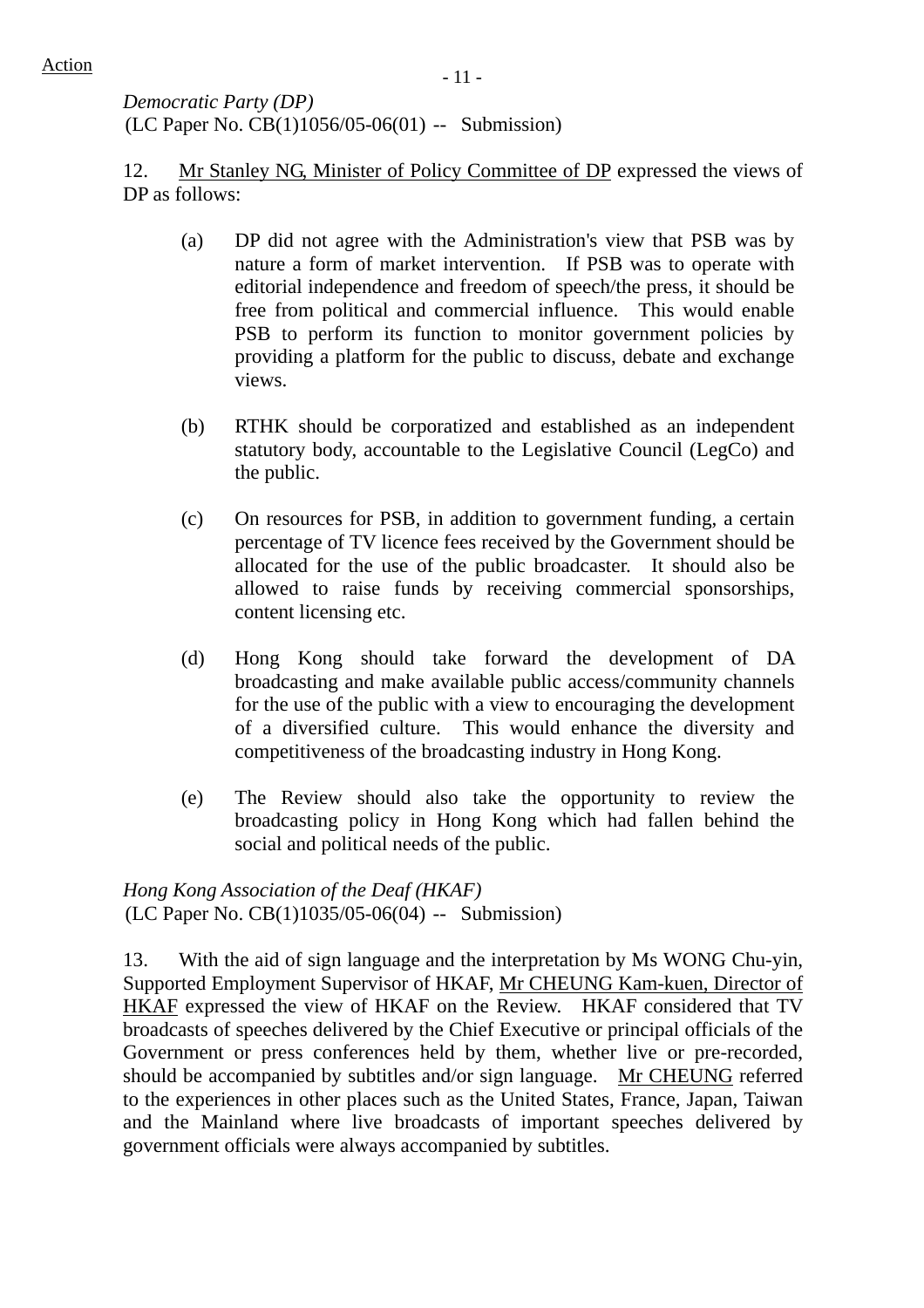Action

*Democratic Party (DP)*
(LC Paper No. CB(1)1056/05-06(01) -- Submission)

12. Mr Stanley NG, Minister of Policy Committee of DP expressed the views of DP as follows:

(a) DP did not agree with the Administration's view that PSB was by nature a form of market intervention. If PSB was to operate with editorial independence and freedom of speech/the press, it should be free from political and commercial influence. This would enable PSB to perform its function to monitor government policies by providing a platform for the public to discuss, debate and exchange views.

(b) RTHK should be corporatized and established as an independent statutory body, accountable to the Legislative Council (LegCo) and the public.

(c) On resources for PSB, in addition to government funding, a certain percentage of TV licence fees received by the Government should be allocated for the use of the public broadcaster. It should also be allowed to raise funds by receiving commercial sponsorships, content licensing etc.

(d) Hong Kong should take forward the development of DA broadcasting and make available public access/community channels for the use of the public with a view to encouraging the development of a diversified culture. This would enhance the diversity and competitiveness of the broadcasting industry in Hong Kong.

(e) The Review should also take the opportunity to review the broadcasting policy in Hong Kong which had fallen behind the social and political needs of the public.

*Hong Kong Association of the Deaf (HKAF)*
(LC Paper No. CB(1)1035/05-06(04) -- Submission)

13. With the aid of sign language and the interpretation by Ms WONG Chu-yin, Supported Employment Supervisor of HKAF, Mr CHEUNG Kam-kuen, Director of HKAF expressed the view of HKAF on the Review. HKAF considered that TV broadcasts of speeches delivered by the Chief Executive or principal officials of the Government or press conferences held by them, whether live or pre-recorded, should be accompanied by subtitles and/or sign language. Mr CHEUNG referred to the experiences in other places such as the United States, France, Japan, Taiwan and the Mainland where live broadcasts of important speeches delivered by government officials were always accompanied by subtitles.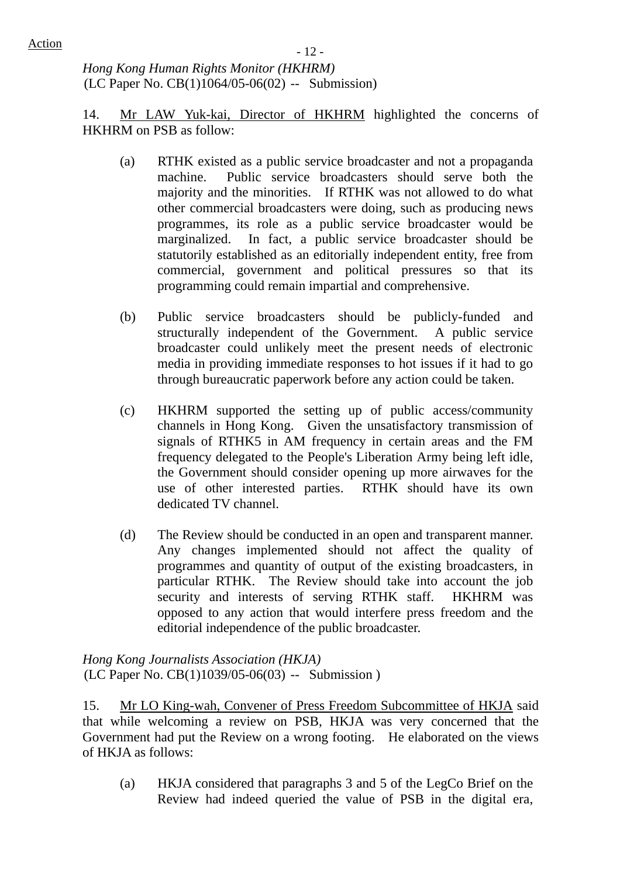Action

*Hong Kong Human Rights Monitor (HKHRM)*
(LC Paper No. CB(1)1064/05-06(02) -- Submission)

14. Mr LAW Yuk-kai, Director of HKHRM highlighted the concerns of HKHRM on PSB as follow:

(a) RTHK existed as a public service broadcaster and not a propaganda machine. Public service broadcasters should serve both the majority and the minorities. If RTHK was not allowed to do what other commercial broadcasters were doing, such as producing news programmes, its role as a public service broadcaster would be marginalized. In fact, a public service broadcaster should be statutorily established as an editorially independent entity, free from commercial, government and political pressures so that its programming could remain impartial and comprehensive.

(b) Public service broadcasters should be publicly-funded and structurally independent of the Government. A public service broadcaster could unlikely meet the present needs of electronic media in providing immediate responses to hot issues if it had to go through bureaucratic paperwork before any action could be taken.

(c) HKHRM supported the setting up of public access/community channels in Hong Kong. Given the unsatisfactory transmission of signals of RTHK5 in AM frequency in certain areas and the FM frequency delegated to the People's Liberation Army being left idle, the Government should consider opening up more airwaves for the use of other interested parties. RTHK should have its own dedicated TV channel.

(d) The Review should be conducted in an open and transparent manner. Any changes implemented should not affect the quality of programmes and quantity of output of the existing broadcasters, in particular RTHK. The Review should take into account the job security and interests of serving RTHK staff. HKHRM was opposed to any action that would interfere press freedom and the editorial independence of the public broadcaster.

*Hong Kong Journalists Association (HKJA)*
(LC Paper No. CB(1)1039/05-06(03) -- Submission )

15. Mr LO King-wah, Convener of Press Freedom Subcommittee of HKJA said that while welcoming a review on PSB, HKJA was very concerned that the Government had put the Review on a wrong footing. He elaborated on the views of HKJA as follows:

(a) HKJA considered that paragraphs 3 and 5 of the LegCo Brief on the Review had indeed queried the value of PSB in the digital era,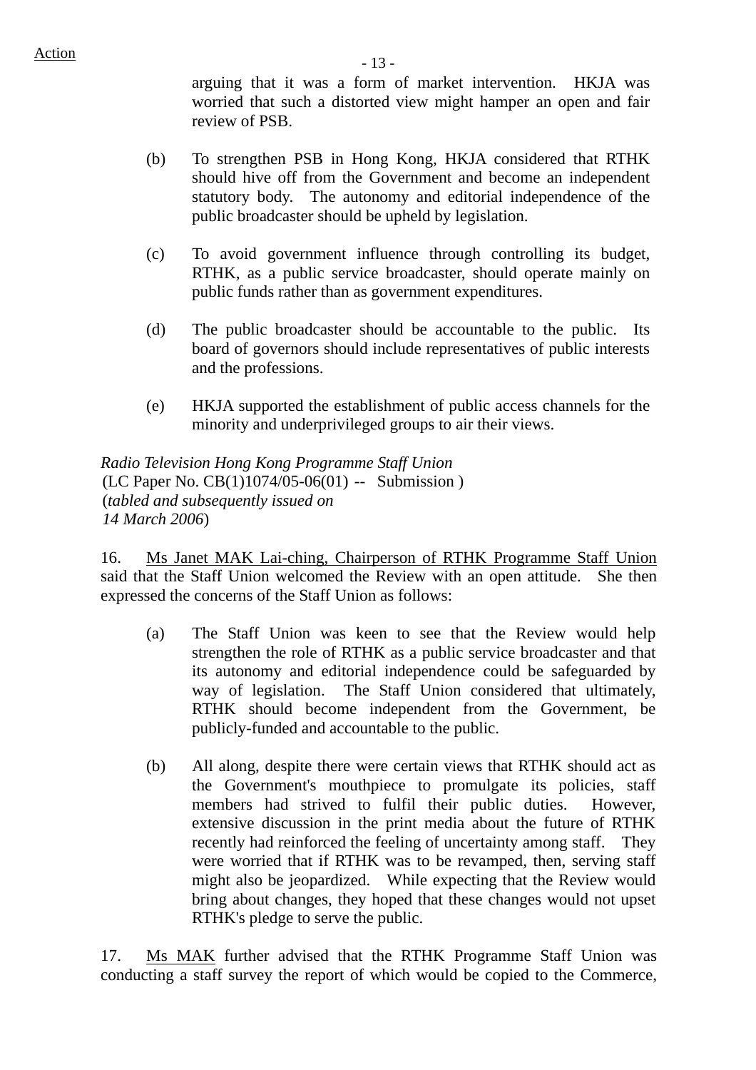arguing that it was a form of market intervention. HKJA was worried that such a distorted view might hamper an open and fair review of PSB.

(b) To strengthen PSB in Hong Kong, HKJA considered that RTHK should hive off from the Government and become an independent statutory body. The autonomy and editorial independence of the public broadcaster should be upheld by legislation.

(c) To avoid government influence through controlling its budget, RTHK, as a public service broadcaster, should operate mainly on public funds rather than as government expenditures.

(d) The public broadcaster should be accountable to the public. Its board of governors should include representatives of public interests and the professions.

(e) HKJA supported the establishment of public access channels for the minority and underprivileged groups to air their views.

*Radio Television Hong Kong Programme Staff Union*
(LC Paper No. CB(1)1074/05-06(01) -- Submission )
(*tabled and subsequently issued on 14 March 2006*)

16. Ms Janet MAK Lai-ching, Chairperson of RTHK Programme Staff Union said that the Staff Union welcomed the Review with an open attitude. She then expressed the concerns of the Staff Union as follows:

(a) The Staff Union was keen to see that the Review would help strengthen the role of RTHK as a public service broadcaster and that its autonomy and editorial independence could be safeguarded by way of legislation. The Staff Union considered that ultimately, RTHK should become independent from the Government, be publicly-funded and accountable to the public.

(b) All along, despite there were certain views that RTHK should act as the Government's mouthpiece to promulgate its policies, staff members had strived to fulfil their public duties. However, extensive discussion in the print media about the future of RTHK recently had reinforced the feeling of uncertainty among staff. They were worried that if RTHK was to be revamped, then, serving staff might also be jeopardized. While expecting that the Review would bring about changes, they hoped that these changes would not upset RTHK's pledge to serve the public.

17. Ms MAK further advised that the RTHK Programme Staff Union was conducting a staff survey the report of which would be copied to the Commerce,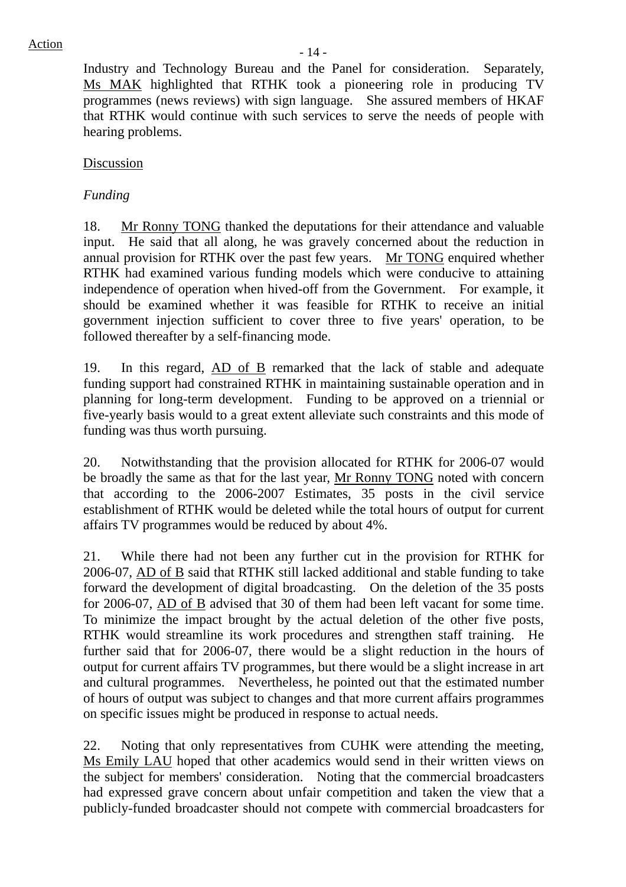Action

Industry and Technology Bureau and the Panel for consideration. Separately, Ms MAK highlighted that RTHK took a pioneering role in producing TV programmes (news reviews) with sign language. She assured members of HKAF that RTHK would continue with such services to serve the needs of people with hearing problems.

Discussion

*Funding*

18. Mr Ronny TONG thanked the deputations for their attendance and valuable input. He said that all along, he was gravely concerned about the reduction in annual provision for RTHK over the past few years. Mr TONG enquired whether RTHK had examined various funding models which were conducive to attaining independence of operation when hived-off from the Government. For example, it should be examined whether it was feasible for RTHK to receive an initial government injection sufficient to cover three to five years' operation, to be followed thereafter by a self-financing mode.

19. In this regard, AD of B remarked that the lack of stable and adequate funding support had constrained RTHK in maintaining sustainable operation and in planning for long-term development. Funding to be approved on a triennial or five-yearly basis would to a great extent alleviate such constraints and this mode of funding was thus worth pursuing.

20. Notwithstanding that the provision allocated for RTHK for 2006-07 would be broadly the same as that for the last year, Mr Ronny TONG noted with concern that according to the 2006-2007 Estimates, 35 posts in the civil service establishment of RTHK would be deleted while the total hours of output for current affairs TV programmes would be reduced by about 4%.

21. While there had not been any further cut in the provision for RTHK for 2006-07, AD of B said that RTHK still lacked additional and stable funding to take forward the development of digital broadcasting. On the deletion of the 35 posts for 2006-07, AD of B advised that 30 of them had been left vacant for some time. To minimize the impact brought by the actual deletion of the other five posts, RTHK would streamline its work procedures and strengthen staff training. He further said that for 2006-07, there would be a slight reduction in the hours of output for current affairs TV programmes, but there would be a slight increase in art and cultural programmes. Nevertheless, he pointed out that the estimated number of hours of output was subject to changes and that more current affairs programmes on specific issues might be produced in response to actual needs.

22. Noting that only representatives from CUHK were attending the meeting, Ms Emily LAU hoped that other academics would send in their written views on the subject for members' consideration. Noting that the commercial broadcasters had expressed grave concern about unfair competition and taken the view that a publicly-funded broadcaster should not compete with commercial broadcasters for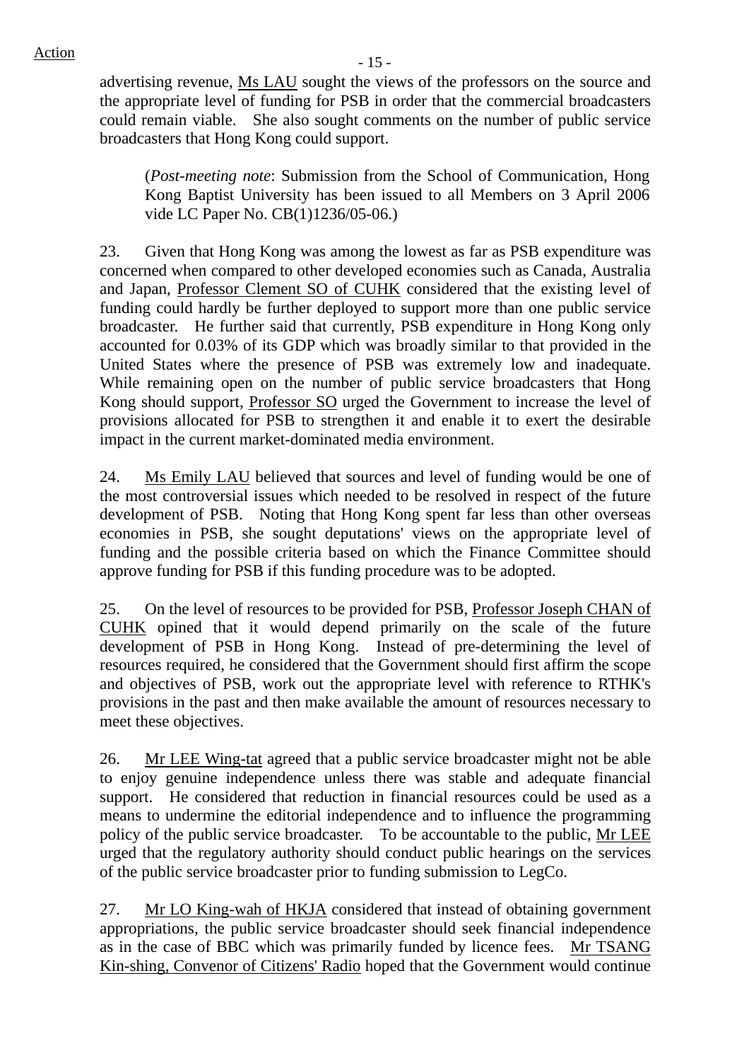advertising revenue, Ms LAU sought the views of the professors on the source and the appropriate level of funding for PSB in order that the commercial broadcasters could remain viable. She also sought comments on the number of public service broadcasters that Hong Kong could support.

> (*Post-meeting note*: Submission from the School of Communication, Hong Kong Baptist University has been issued to all Members on 3 April 2006 vide LC Paper No. CB(1)1236/05-06.)

23. Given that Hong Kong was among the lowest as far as PSB expenditure was concerned when compared to other developed economies such as Canada, Australia and Japan, Professor Clement SO of CUHK considered that the existing level of funding could hardly be further deployed to support more than one public service broadcaster. He further said that currently, PSB expenditure in Hong Kong only accounted for 0.03% of its GDP which was broadly similar to that provided in the United States where the presence of PSB was extremely low and inadequate. While remaining open on the number of public service broadcasters that Hong Kong should support, Professor SO urged the Government to increase the level of provisions allocated for PSB to strengthen it and enable it to exert the desirable impact in the current market-dominated media environment.

24. Ms Emily LAU believed that sources and level of funding would be one of the most controversial issues which needed to be resolved in respect of the future development of PSB. Noting that Hong Kong spent far less than other overseas economies in PSB, she sought deputations' views on the appropriate level of funding and the possible criteria based on which the Finance Committee should approve funding for PSB if this funding procedure was to be adopted.

25. On the level of resources to be provided for PSB, Professor Joseph CHAN of CUHK opined that it would depend primarily on the scale of the future development of PSB in Hong Kong. Instead of pre-determining the level of resources required, he considered that the Government should first affirm the scope and objectives of PSB, work out the appropriate level with reference to RTHK's provisions in the past and then make available the amount of resources necessary to meet these objectives.

26. Mr LEE Wing-tat agreed that a public service broadcaster might not be able to enjoy genuine independence unless there was stable and adequate financial support. He considered that reduction in financial resources could be used as a means to undermine the editorial independence and to influence the programming policy of the public service broadcaster. To be accountable to the public, Mr LEE urged that the regulatory authority should conduct public hearings on the services of the public service broadcaster prior to funding submission to LegCo.

27. Mr LO King-wah of HKJA considered that instead of obtaining government appropriations, the public service broadcaster should seek financial independence as in the case of BBC which was primarily funded by licence fees. Mr TSANG Kin-shing, Convenor of Citizens' Radio hoped that the Government would continue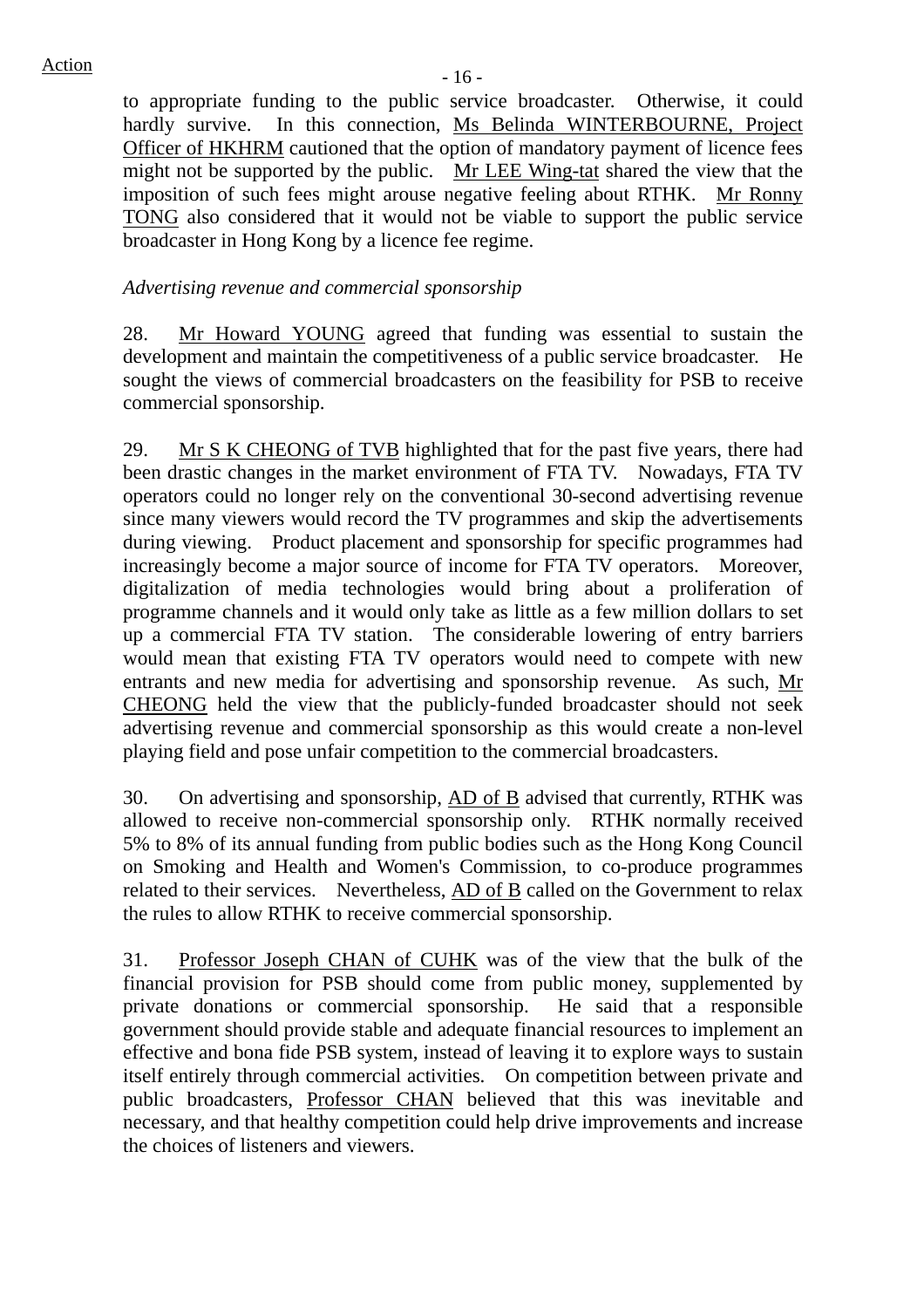to appropriate funding to the public service broadcaster. Otherwise, it could hardly survive. In this connection, Ms Belinda WINTERBOURNE, Project Officer of HKHRM cautioned that the option of mandatory payment of licence fees might not be supported by the public. Mr LEE Wing-tat shared the view that the imposition of such fees might arouse negative feeling about RTHK. Mr Ronny TONG also considered that it would not be viable to support the public service broadcaster in Hong Kong by a licence fee regime.

*Advertising revenue and commercial sponsorship*

28. Mr Howard YOUNG agreed that funding was essential to sustain the development and maintain the competitiveness of a public service broadcaster. He sought the views of commercial broadcasters on the feasibility for PSB to receive commercial sponsorship.

29. Mr S K CHEONG of TVB highlighted that for the past five years, there had been drastic changes in the market environment of FTA TV. Nowadays, FTA TV operators could no longer rely on the conventional 30-second advertising revenue since many viewers would record the TV programmes and skip the advertisements during viewing. Product placement and sponsorship for specific programmes had increasingly become a major source of income for FTA TV operators. Moreover, digitalization of media technologies would bring about a proliferation of programme channels and it would only take as little as a few million dollars to set up a commercial FTA TV station. The considerable lowering of entry barriers would mean that existing FTA TV operators would need to compete with new entrants and new media for advertising and sponsorship revenue. As such, Mr CHEONG held the view that the publicly-funded broadcaster should not seek advertising revenue and commercial sponsorship as this would create a non-level playing field and pose unfair competition to the commercial broadcasters.

30. On advertising and sponsorship, AD of B advised that currently, RTHK was allowed to receive non-commercial sponsorship only. RTHK normally received 5% to 8% of its annual funding from public bodies such as the Hong Kong Council on Smoking and Health and Women's Commission, to co-produce programmes related to their services. Nevertheless, AD of B called on the Government to relax the rules to allow RTHK to receive commercial sponsorship.

31. Professor Joseph CHAN of CUHK was of the view that the bulk of the financial provision for PSB should come from public money, supplemented by private donations or commercial sponsorship. He said that a responsible government should provide stable and adequate financial resources to implement an effective and bona fide PSB system, instead of leaving it to explore ways to sustain itself entirely through commercial activities. On competition between private and public broadcasters, Professor CHAN believed that this was inevitable and necessary, and that healthy competition could help drive improvements and increase the choices of listeners and viewers.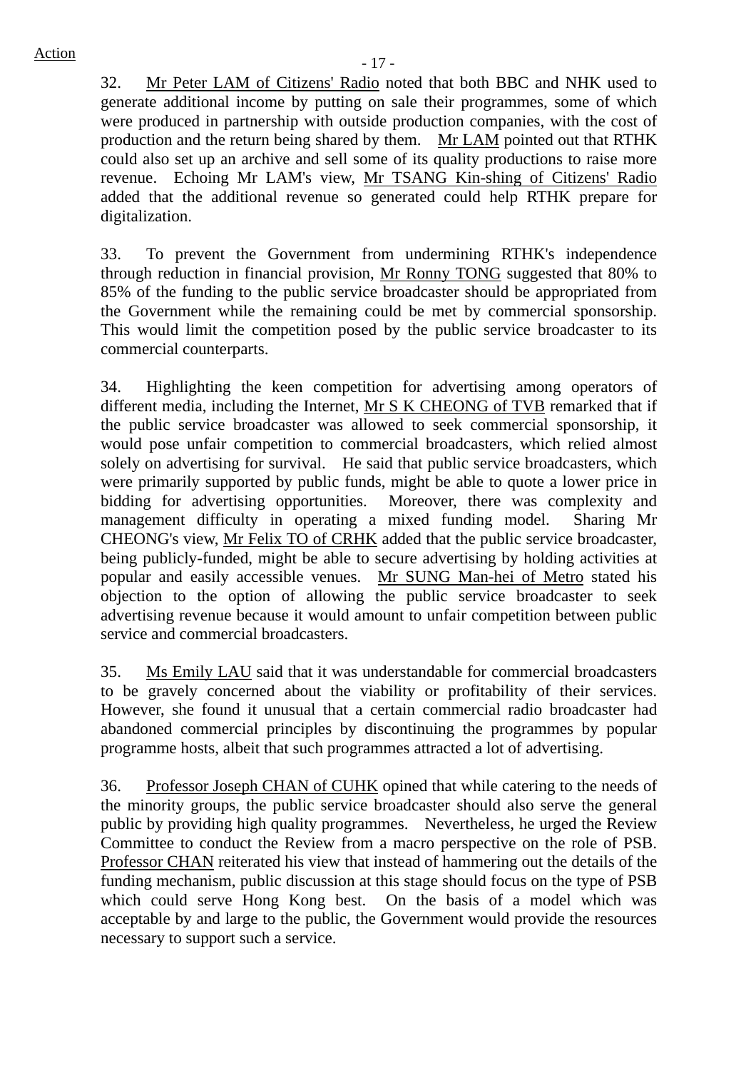32. Mr Peter LAM of Citizens' Radio noted that both BBC and NHK used to generate additional income by putting on sale their programmes, some of which were produced in partnership with outside production companies, with the cost of production and the return being shared by them. Mr LAM pointed out that RTHK could also set up an archive and sell some of its quality productions to raise more revenue. Echoing Mr LAM's view, Mr TSANG Kin-shing of Citizens' Radio added that the additional revenue so generated could help RTHK prepare for digitalization.

33. To prevent the Government from undermining RTHK's independence through reduction in financial provision, Mr Ronny TONG suggested that 80% to 85% of the funding to the public service broadcaster should be appropriated from the Government while the remaining could be met by commercial sponsorship. This would limit the competition posed by the public service broadcaster to its commercial counterparts.

34. Highlighting the keen competition for advertising among operators of different media, including the Internet, Mr S K CHEONG of TVB remarked that if the public service broadcaster was allowed to seek commercial sponsorship, it would pose unfair competition to commercial broadcasters, which relied almost solely on advertising for survival. He said that public service broadcasters, which were primarily supported by public funds, might be able to quote a lower price in bidding for advertising opportunities. Moreover, there was complexity and management difficulty in operating a mixed funding model. Sharing Mr CHEONG's view, Mr Felix TO of CRHK added that the public service broadcaster, being publicly-funded, might be able to secure advertising by holding activities at popular and easily accessible venues. Mr SUNG Man-hei of Metro stated his objection to the option of allowing the public service broadcaster to seek advertising revenue because it would amount to unfair competition between public service and commercial broadcasters.

35. Ms Emily LAU said that it was understandable for commercial broadcasters to be gravely concerned about the viability or profitability of their services. However, she found it unusual that a certain commercial radio broadcaster had abandoned commercial principles by discontinuing the programmes by popular programme hosts, albeit that such programmes attracted a lot of advertising.

36. Professor Joseph CHAN of CUHK opined that while catering to the needs of the minority groups, the public service broadcaster should also serve the general public by providing high quality programmes. Nevertheless, he urged the Review Committee to conduct the Review from a macro perspective on the role of PSB. Professor CHAN reiterated his view that instead of hammering out the details of the funding mechanism, public discussion at this stage should focus on the type of PSB which could serve Hong Kong best. On the basis of a model which was acceptable by and large to the public, the Government would provide the resources necessary to support such a service.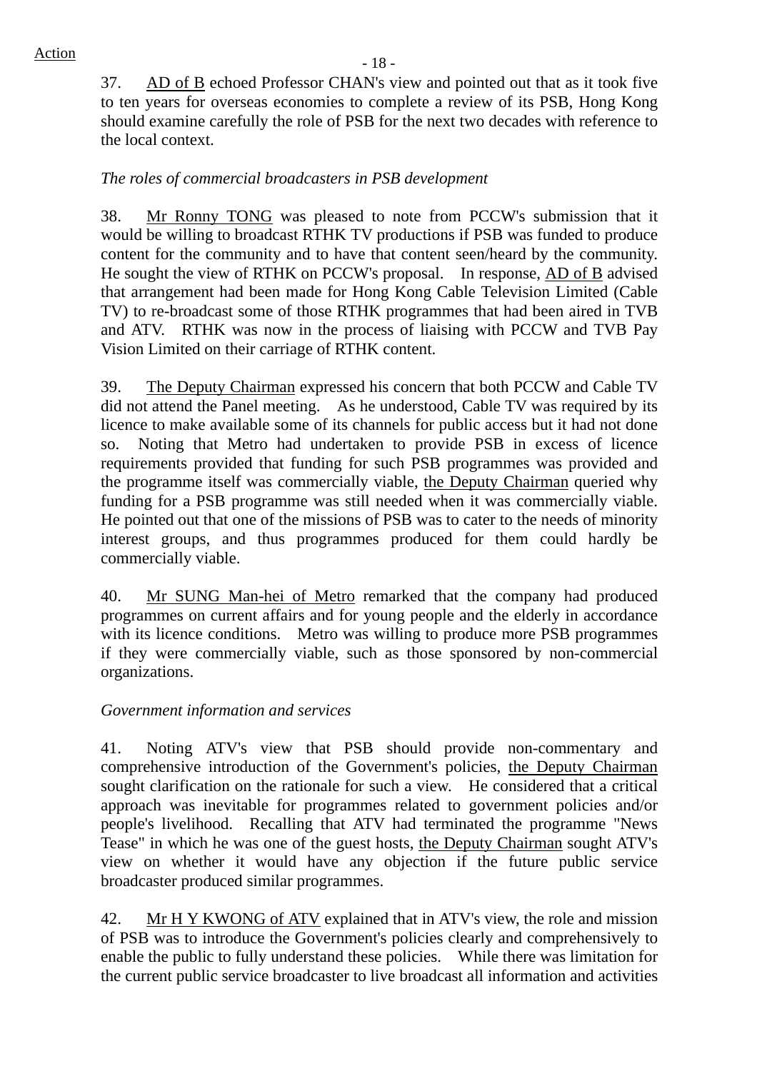Action

37. AD of B echoed Professor CHAN's view and pointed out that as it took five to ten years for overseas economies to complete a review of its PSB, Hong Kong should examine carefully the role of PSB for the next two decades with reference to the local context.

*The roles of commercial broadcasters in PSB development*

38. Mr Ronny TONG was pleased to note from PCCW's submission that it would be willing to broadcast RTHK TV productions if PSB was funded to produce content for the community and to have that content seen/heard by the community. He sought the view of RTHK on PCCW's proposal. In response, AD of B advised that arrangement had been made for Hong Kong Cable Television Limited (Cable TV) to re-broadcast some of those RTHK programmes that had been aired in TVB and ATV. RTHK was now in the process of liaising with PCCW and TVB Pay Vision Limited on their carriage of RTHK content.

39. The Deputy Chairman expressed his concern that both PCCW and Cable TV did not attend the Panel meeting. As he understood, Cable TV was required by its licence to make available some of its channels for public access but it had not done so. Noting that Metro had undertaken to provide PSB in excess of licence requirements provided that funding for such PSB programmes was provided and the programme itself was commercially viable, the Deputy Chairman queried why funding for a PSB programme was still needed when it was commercially viable. He pointed out that one of the missions of PSB was to cater to the needs of minority interest groups, and thus programmes produced for them could hardly be commercially viable.

40. Mr SUNG Man-hei of Metro remarked that the company had produced programmes on current affairs and for young people and the elderly in accordance with its licence conditions. Metro was willing to produce more PSB programmes if they were commercially viable, such as those sponsored by non-commercial organizations.

*Government information and services*

41. Noting ATV's view that PSB should provide non-commentary and comprehensive introduction of the Government's policies, the Deputy Chairman sought clarification on the rationale for such a view. He considered that a critical approach was inevitable for programmes related to government policies and/or people's livelihood. Recalling that ATV had terminated the programme "News Tease" in which he was one of the guest hosts, the Deputy Chairman sought ATV's view on whether it would have any objection if the future public service broadcaster produced similar programmes.

42. Mr H Y KWONG of ATV explained that in ATV's view, the role and mission of PSB was to introduce the Government's policies clearly and comprehensively to enable the public to fully understand these policies. While there was limitation for the current public service broadcaster to live broadcast all information and activities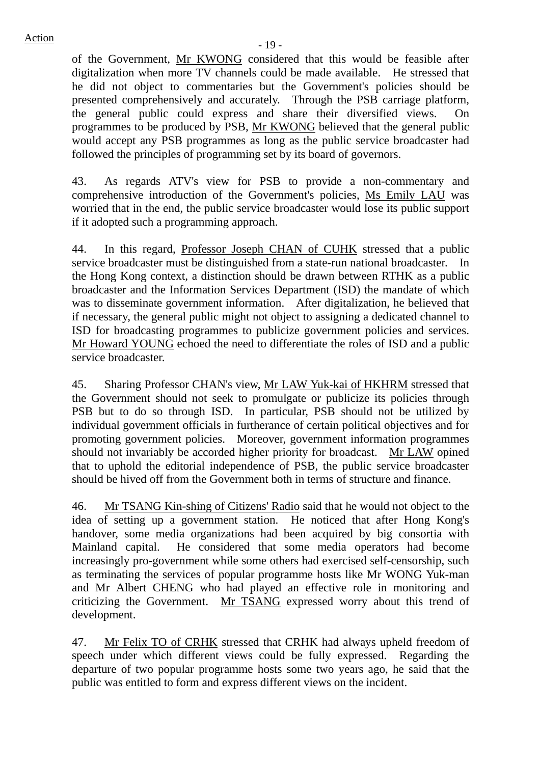of the Government, Mr KWONG considered that this would be feasible after digitalization when more TV channels could be made available. He stressed that he did not object to commentaries but the Government's policies should be presented comprehensively and accurately. Through the PSB carriage platform, the general public could express and share their diversified views. On programmes to be produced by PSB, Mr KWONG believed that the general public would accept any PSB programmes as long as the public service broadcaster had followed the principles of programming set by its board of governors.

43. As regards ATV's view for PSB to provide a non-commentary and comprehensive introduction of the Government's policies, Ms Emily LAU was worried that in the end, the public service broadcaster would lose its public support if it adopted such a programming approach.

44. In this regard, Professor Joseph CHAN of CUHK stressed that a public service broadcaster must be distinguished from a state-run national broadcaster. In the Hong Kong context, a distinction should be drawn between RTHK as a public broadcaster and the Information Services Department (ISD) the mandate of which was to disseminate government information. After digitalization, he believed that if necessary, the general public might not object to assigning a dedicated channel to ISD for broadcasting programmes to publicize government policies and services. Mr Howard YOUNG echoed the need to differentiate the roles of ISD and a public service broadcaster.

45. Sharing Professor CHAN's view, Mr LAW Yuk-kai of HKHRM stressed that the Government should not seek to promulgate or publicize its policies through PSB but to do so through ISD. In particular, PSB should not be utilized by individual government officials in furtherance of certain political objectives and for promoting government policies. Moreover, government information programmes should not invariably be accorded higher priority for broadcast. Mr LAW opined that to uphold the editorial independence of PSB, the public service broadcaster should be hived off from the Government both in terms of structure and finance.

46. Mr TSANG Kin-shing of Citizens' Radio said that he would not object to the idea of setting up a government station. He noticed that after Hong Kong's handover, some media organizations had been acquired by big consortia with Mainland capital. He considered that some media operators had become increasingly pro-government while some others had exercised self-censorship, such as terminating the services of popular programme hosts like Mr WONG Yuk-man and Mr Albert CHENG who had played an effective role in monitoring and criticizing the Government. Mr TSANG expressed worry about this trend of development.

47. Mr Felix TO of CRHK stressed that CRHK had always upheld freedom of speech under which different views could be fully expressed. Regarding the departure of two popular programme hosts some two years ago, he said that the public was entitled to form and express different views on the incident.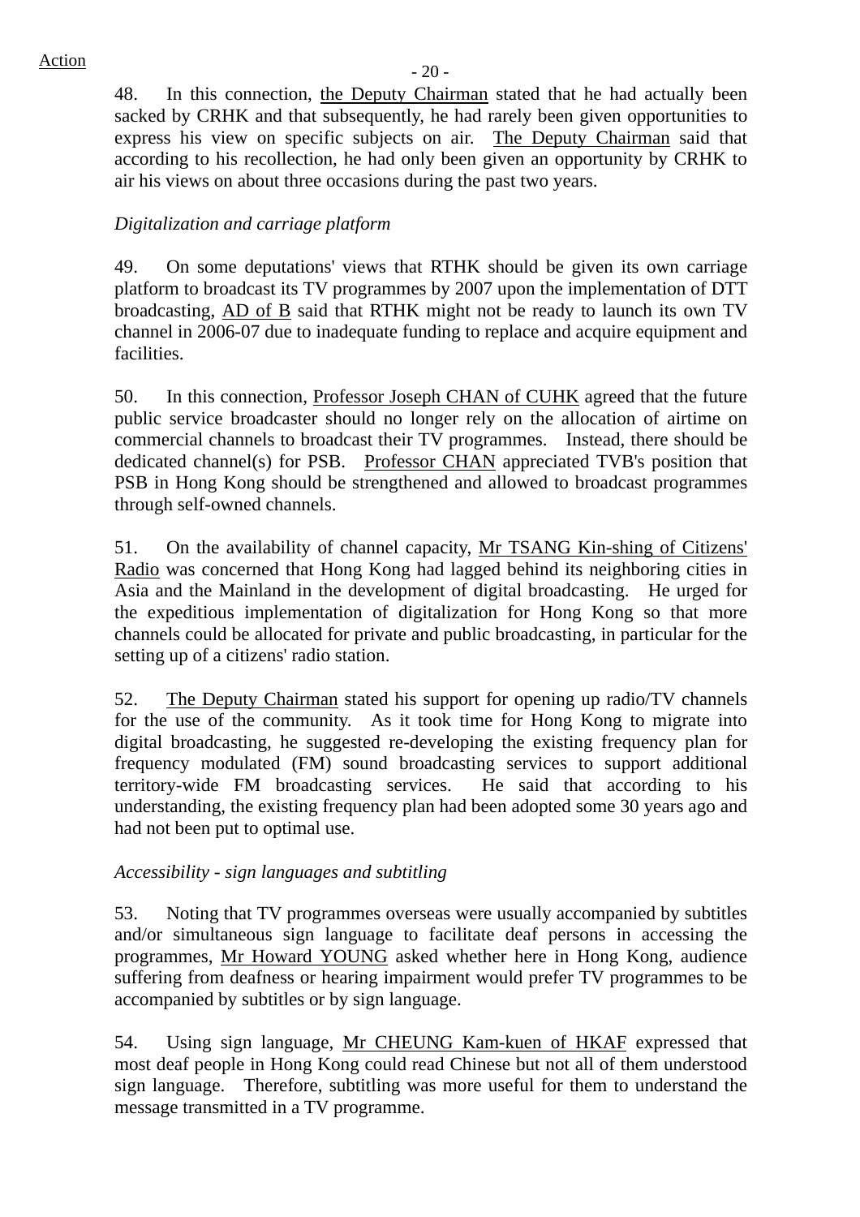Action

48. In this connection, the Deputy Chairman stated that he had actually been sacked by CRHK and that subsequently, he had rarely been given opportunities to express his view on specific subjects on air. The Deputy Chairman said that according to his recollection, he had only been given an opportunity by CRHK to air his views on about three occasions during the past two years.

*Digitalization and carriage platform*

49. On some deputations' views that RTHK should be given its own carriage platform to broadcast its TV programmes by 2007 upon the implementation of DTT broadcasting, AD of B said that RTHK might not be ready to launch its own TV channel in 2006-07 due to inadequate funding to replace and acquire equipment and facilities.

50. In this connection, Professor Joseph CHAN of CUHK agreed that the future public service broadcaster should no longer rely on the allocation of airtime on commercial channels to broadcast their TV programmes. Instead, there should be dedicated channel(s) for PSB. Professor CHAN appreciated TVB's position that PSB in Hong Kong should be strengthened and allowed to broadcast programmes through self-owned channels.

51. On the availability of channel capacity, Mr TSANG Kin-shing of Citizens' Radio was concerned that Hong Kong had lagged behind its neighboring cities in Asia and the Mainland in the development of digital broadcasting. He urged for the expeditious implementation of digitalization for Hong Kong so that more channels could be allocated for private and public broadcasting, in particular for the setting up of a citizens' radio station.

52. The Deputy Chairman stated his support for opening up radio/TV channels for the use of the community. As it took time for Hong Kong to migrate into digital broadcasting, he suggested re-developing the existing frequency plan for frequency modulated (FM) sound broadcasting services to support additional territory-wide FM broadcasting services. He said that according to his understanding, the existing frequency plan had been adopted some 30 years ago and had not been put to optimal use.

*Accessibility - sign languages and subtitling*

53. Noting that TV programmes overseas were usually accompanied by subtitles and/or simultaneous sign language to facilitate deaf persons in accessing the programmes, Mr Howard YOUNG asked whether here in Hong Kong, audience suffering from deafness or hearing impairment would prefer TV programmes to be accompanied by subtitles or by sign language.

54. Using sign language, Mr CHEUNG Kam-kuen of HKAF expressed that most deaf people in Hong Kong could read Chinese but not all of them understood sign language. Therefore, subtitling was more useful for them to understand the message transmitted in a TV programme.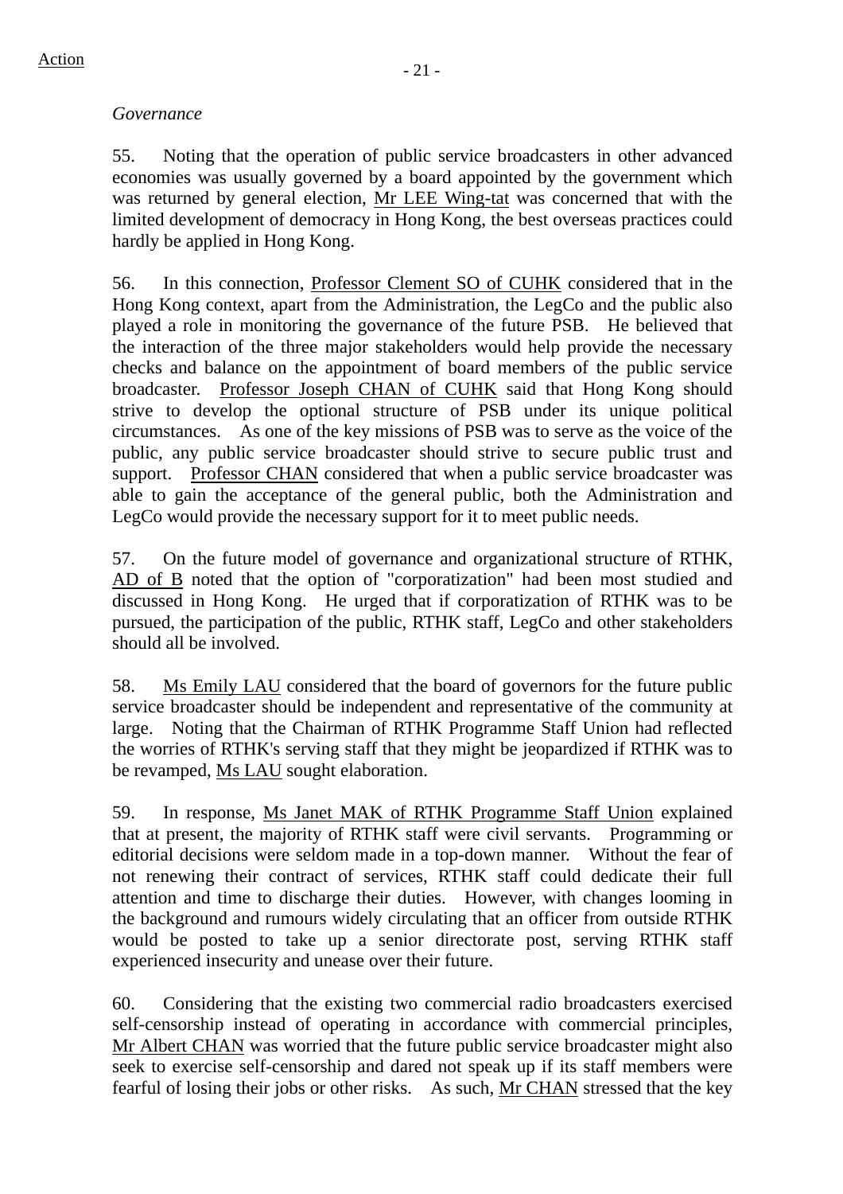*Governance*

55. Noting that the operation of public service broadcasters in other advanced economies was usually governed by a board appointed by the government which was returned by general election, Mr LEE Wing-tat was concerned that with the limited development of democracy in Hong Kong, the best overseas practices could hardly be applied in Hong Kong.

56. In this connection, Professor Clement SO of CUHK considered that in the Hong Kong context, apart from the Administration, the LegCo and the public also played a role in monitoring the governance of the future PSB. He believed that the interaction of the three major stakeholders would help provide the necessary checks and balance on the appointment of board members of the public service broadcaster. Professor Joseph CHAN of CUHK said that Hong Kong should strive to develop the optional structure of PSB under its unique political circumstances. As one of the key missions of PSB was to serve as the voice of the public, any public service broadcaster should strive to secure public trust and support. Professor CHAN considered that when a public service broadcaster was able to gain the acceptance of the general public, both the Administration and LegCo would provide the necessary support for it to meet public needs.

57. On the future model of governance and organizational structure of RTHK, AD of B noted that the option of "corporatization" had been most studied and discussed in Hong Kong. He urged that if corporatization of RTHK was to be pursued, the participation of the public, RTHK staff, LegCo and other stakeholders should all be involved.

58. Ms Emily LAU considered that the board of governors for the future public service broadcaster should be independent and representative of the community at large. Noting that the Chairman of RTHK Programme Staff Union had reflected the worries of RTHK's serving staff that they might be jeopardized if RTHK was to be revamped, Ms LAU sought elaboration.

59. In response, Ms Janet MAK of RTHK Programme Staff Union explained that at present, the majority of RTHK staff were civil servants. Programming or editorial decisions were seldom made in a top-down manner. Without the fear of not renewing their contract of services, RTHK staff could dedicate their full attention and time to discharge their duties. However, with changes looming in the background and rumours widely circulating that an officer from outside RTHK would be posted to take up a senior directorate post, serving RTHK staff experienced insecurity and unease over their future.

60. Considering that the existing two commercial radio broadcasters exercised self-censorship instead of operating in accordance with commercial principles, Mr Albert CHAN was worried that the future public service broadcaster might also seek to exercise self-censorship and dared not speak up if its staff members were fearful of losing their jobs or other risks. As such, Mr CHAN stressed that the key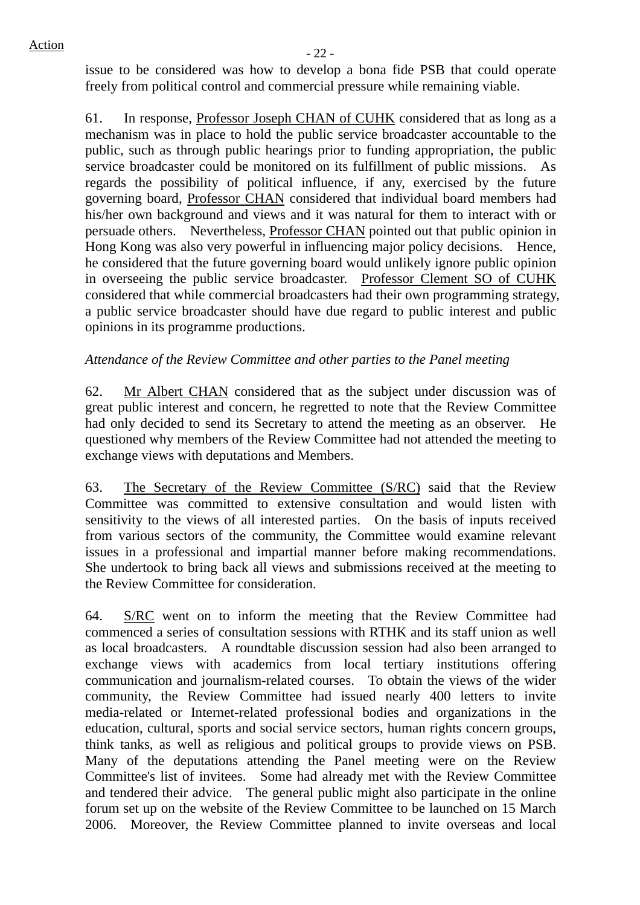issue to be considered was how to develop a bona fide PSB that could operate freely from political control and commercial pressure while remaining viable.

61. In response, Professor Joseph CHAN of CUHK considered that as long as a mechanism was in place to hold the public service broadcaster accountable to the public, such as through public hearings prior to funding appropriation, the public service broadcaster could be monitored on its fulfillment of public missions. As regards the possibility of political influence, if any, exercised by the future governing board, Professor CHAN considered that individual board members had his/her own background and views and it was natural for them to interact with or persuade others. Nevertheless, Professor CHAN pointed out that public opinion in Hong Kong was also very powerful in influencing major policy decisions. Hence, he considered that the future governing board would unlikely ignore public opinion in overseeing the public service broadcaster. Professor Clement SO of CUHK considered that while commercial broadcasters had their own programming strategy, a public service broadcaster should have due regard to public interest and public opinions in its programme productions.

*Attendance of the Review Committee and other parties to the Panel meeting*

62. Mr Albert CHAN considered that as the subject under discussion was of great public interest and concern, he regretted to note that the Review Committee had only decided to send its Secretary to attend the meeting as an observer. He questioned why members of the Review Committee had not attended the meeting to exchange views with deputations and Members.

63. The Secretary of the Review Committee (S/RC) said that the Review Committee was committed to extensive consultation and would listen with sensitivity to the views of all interested parties. On the basis of inputs received from various sectors of the community, the Committee would examine relevant issues in a professional and impartial manner before making recommendations. She undertook to bring back all views and submissions received at the meeting to the Review Committee for consideration.

64. S/RC went on to inform the meeting that the Review Committee had commenced a series of consultation sessions with RTHK and its staff union as well as local broadcasters. A roundtable discussion session had also been arranged to exchange views with academics from local tertiary institutions offering communication and journalism-related courses. To obtain the views of the wider community, the Review Committee had issued nearly 400 letters to invite media-related or Internet-related professional bodies and organizations in the education, cultural, sports and social service sectors, human rights concern groups, think tanks, as well as religious and political groups to provide views on PSB. Many of the deputations attending the Panel meeting were on the Review Committee's list of invitees. Some had already met with the Review Committee and tendered their advice. The general public might also participate in the online forum set up on the website of the Review Committee to be launched on 15 March 2006. Moreover, the Review Committee planned to invite overseas and local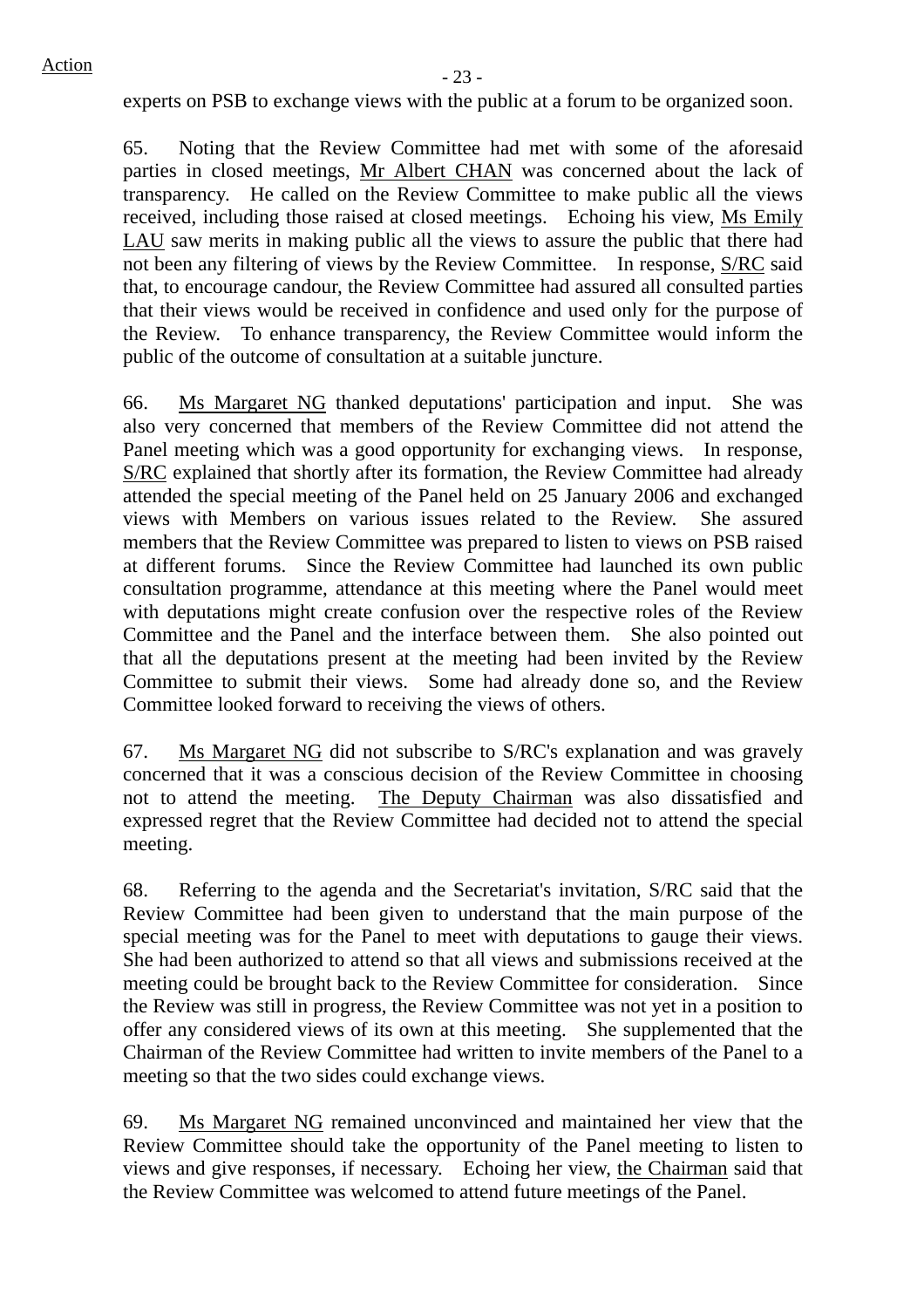experts on PSB to exchange views with the public at a forum to be organized soon.

65. Noting that the Review Committee had met with some of the aforesaid parties in closed meetings, Mr Albert CHAN was concerned about the lack of transparency. He called on the Review Committee to make public all the views received, including those raised at closed meetings. Echoing his view, Ms Emily LAU saw merits in making public all the views to assure the public that there had not been any filtering of views by the Review Committee. In response, S/RC said that, to encourage candour, the Review Committee had assured all consulted parties that their views would be received in confidence and used only for the purpose of the Review. To enhance transparency, the Review Committee would inform the public of the outcome of consultation at a suitable juncture.

66. Ms Margaret NG thanked deputations' participation and input. She was also very concerned that members of the Review Committee did not attend the Panel meeting which was a good opportunity for exchanging views. In response, S/RC explained that shortly after its formation, the Review Committee had already attended the special meeting of the Panel held on 25 January 2006 and exchanged views with Members on various issues related to the Review. She assured members that the Review Committee was prepared to listen to views on PSB raised at different forums. Since the Review Committee had launched its own public consultation programme, attendance at this meeting where the Panel would meet with deputations might create confusion over the respective roles of the Review Committee and the Panel and the interface between them. She also pointed out that all the deputations present at the meeting had been invited by the Review Committee to submit their views. Some had already done so, and the Review Committee looked forward to receiving the views of others.

67. Ms Margaret NG did not subscribe to S/RC's explanation and was gravely concerned that it was a conscious decision of the Review Committee in choosing not to attend the meeting. The Deputy Chairman was also dissatisfied and expressed regret that the Review Committee had decided not to attend the special meeting.

68. Referring to the agenda and the Secretariat's invitation, S/RC said that the Review Committee had been given to understand that the main purpose of the special meeting was for the Panel to meet with deputations to gauge their views. She had been authorized to attend so that all views and submissions received at the meeting could be brought back to the Review Committee for consideration. Since the Review was still in progress, the Review Committee was not yet in a position to offer any considered views of its own at this meeting. She supplemented that the Chairman of the Review Committee had written to invite members of the Panel to a meeting so that the two sides could exchange views.

69. Ms Margaret NG remained unconvinced and maintained her view that the Review Committee should take the opportunity of the Panel meeting to listen to views and give responses, if necessary. Echoing her view, the Chairman said that the Review Committee was welcomed to attend future meetings of the Panel.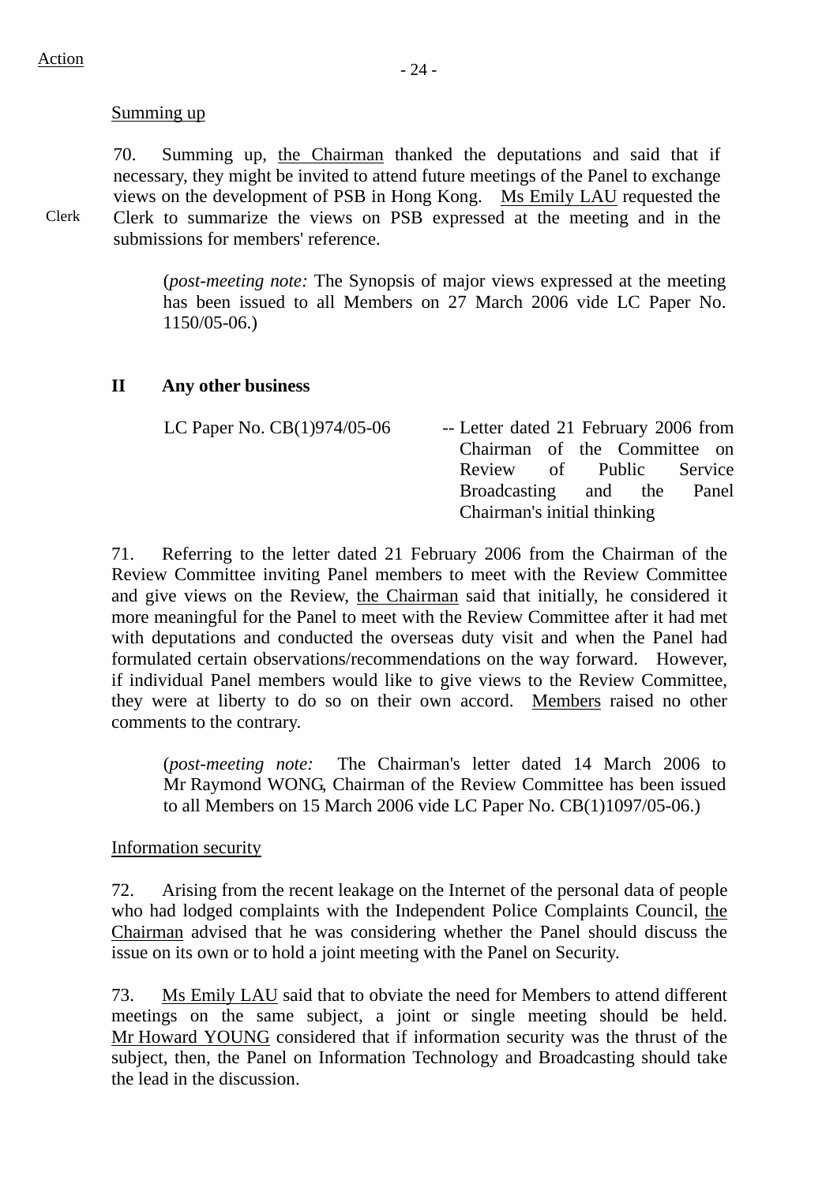Action

Summing up

70. Summing up, the Chairman thanked the deputations and said that if necessary, they might be invited to attend future meetings of the Panel to exchange views on the development of PSB in Hong Kong. Ms Emily LAU requested the Clerk to summarize the views on PSB expressed at the meeting and in the submissions for members' reference.

Clerk

(*post-meeting note:* The Synopsis of major views expressed at the meeting has been issued to all Members on 27 March 2006 vide LC Paper No. 1150/05-06.)

## II Any other business

| | |
|---|---|
| LC Paper No. CB(1)974/05-06 | -- Letter dated 21 February 2006 from Chairman of the Committee on Review of Public Service Broadcasting and the Panel Chairman's initial thinking |

71. Referring to the letter dated 21 February 2006 from the Chairman of the Review Committee inviting Panel members to meet with the Review Committee and give views on the Review, the Chairman said that initially, he considered it more meaningful for the Panel to meet with the Review Committee after it had met with deputations and conducted the overseas duty visit and when the Panel had formulated certain observations/recommendations on the way forward. However, if individual Panel members would like to give views to the Review Committee, they were at liberty to do so on their own accord. Members raised no other comments to the contrary.

(*post-meeting note:* The Chairman's letter dated 14 March 2006 to Mr Raymond WONG, Chairman of the Review Committee has been issued to all Members on 15 March 2006 vide LC Paper No. CB(1)1097/05-06.)

Information security

72. Arising from the recent leakage on the Internet of the personal data of people who had lodged complaints with the Independent Police Complaints Council, the Chairman advised that he was considering whether the Panel should discuss the issue on its own or to hold a joint meeting with the Panel on Security.

73. Ms Emily LAU said that to obviate the need for Members to attend different meetings on the same subject, a joint or single meeting should be held. Mr Howard YOUNG considered that if information security was the thrust of the subject, then, the Panel on Information Technology and Broadcasting should take the lead in the discussion.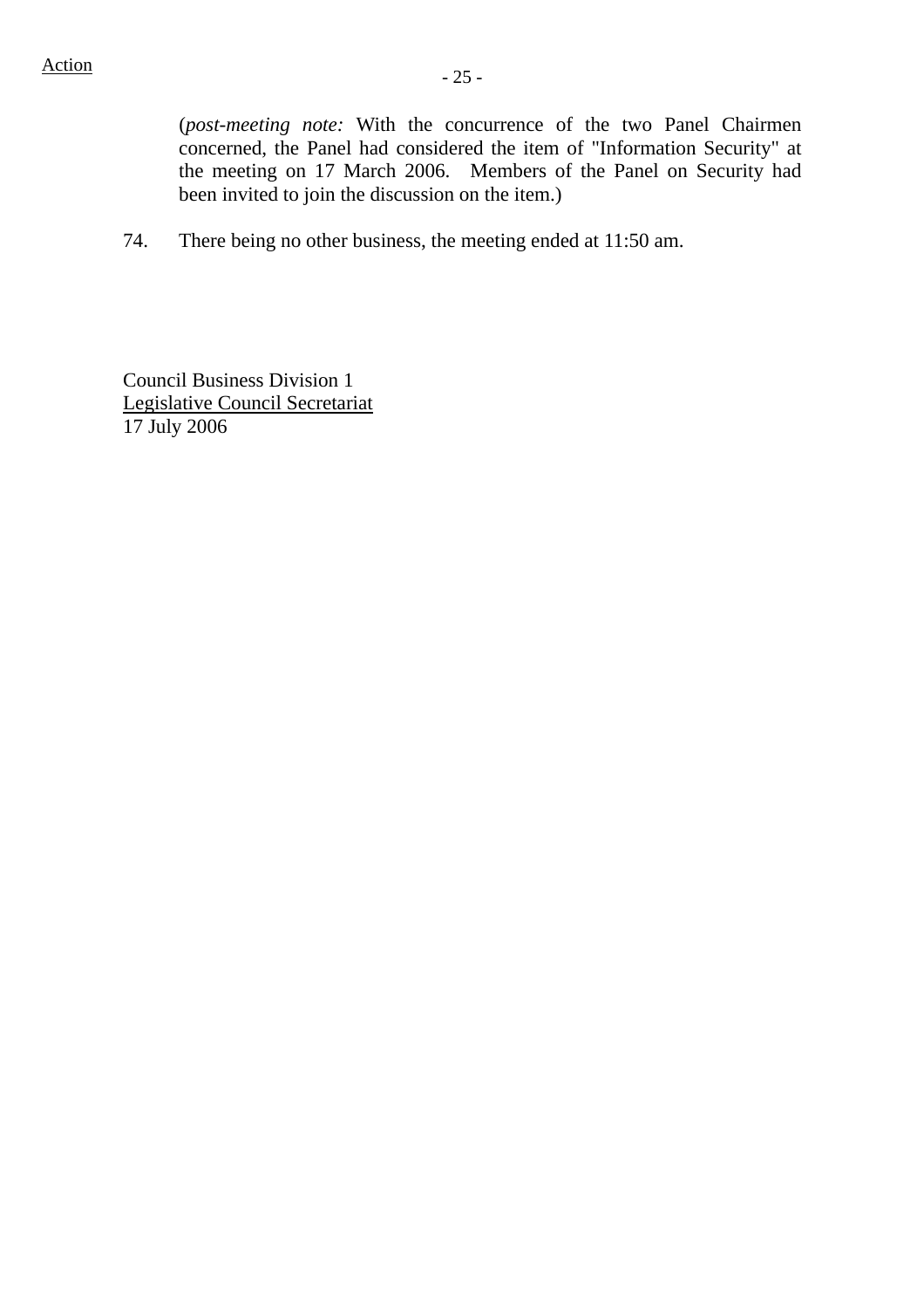Action

(*post-meeting note:* With the concurrence of the two Panel Chairmen concerned, the Panel had considered the item of "Information Security" at the meeting on 17 March 2006. Members of the Panel on Security had been invited to join the discussion on the item.)

74. There being no other business, the meeting ended at 11:50 am.

Council Business Division 1
Legislative Council Secretariat
17 July 2006